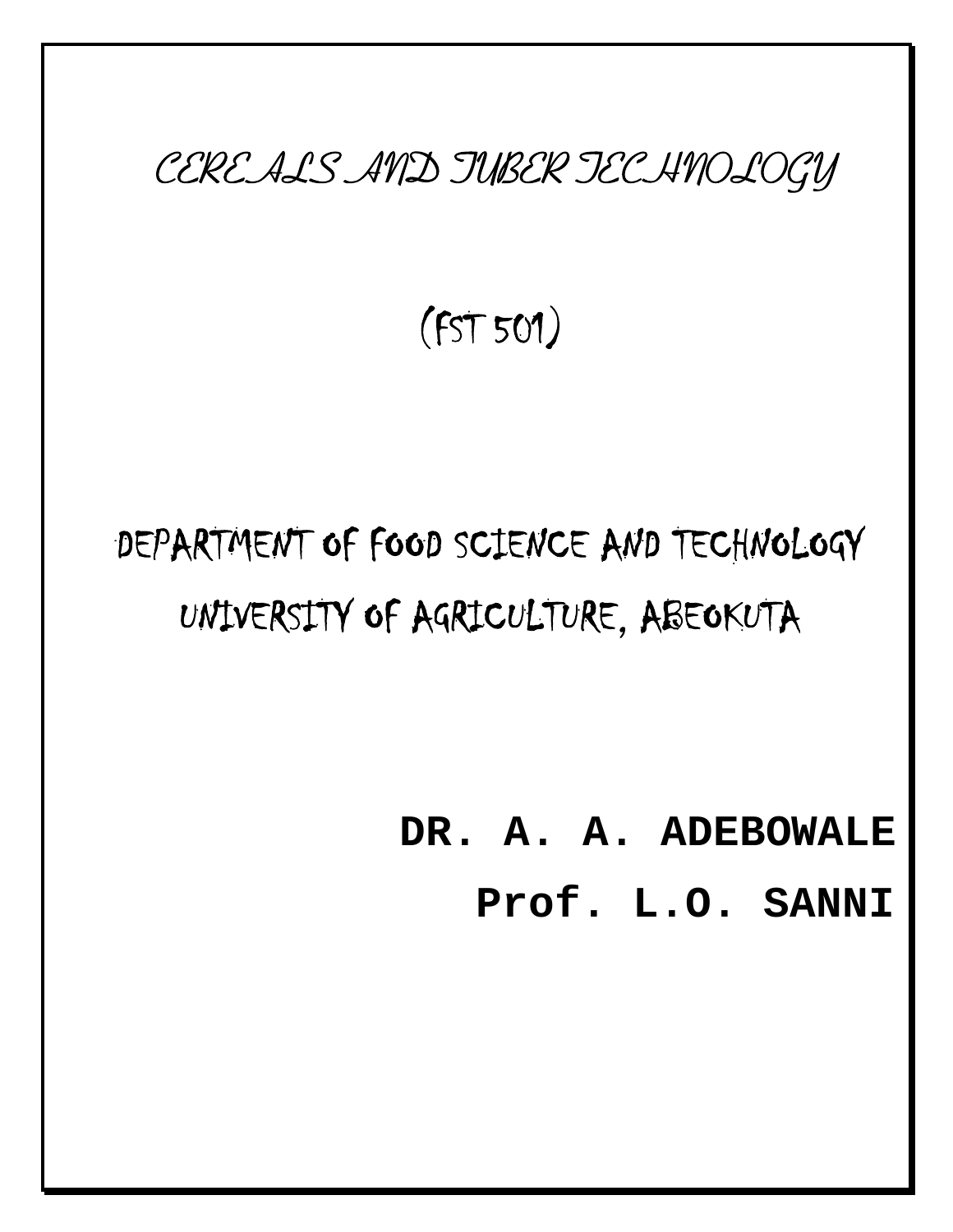# CEREALS AND TUBER TECHNOLOGY

## (FST 501)

DEPARTMENT OF FOOD SCIENCE AND TECHNOLOGY

UNIVERSITY OF AGRICULTURE, ABEOKUTA

**DR. A. A. ADEBOWALE**

**Prof. L.O. SANNI**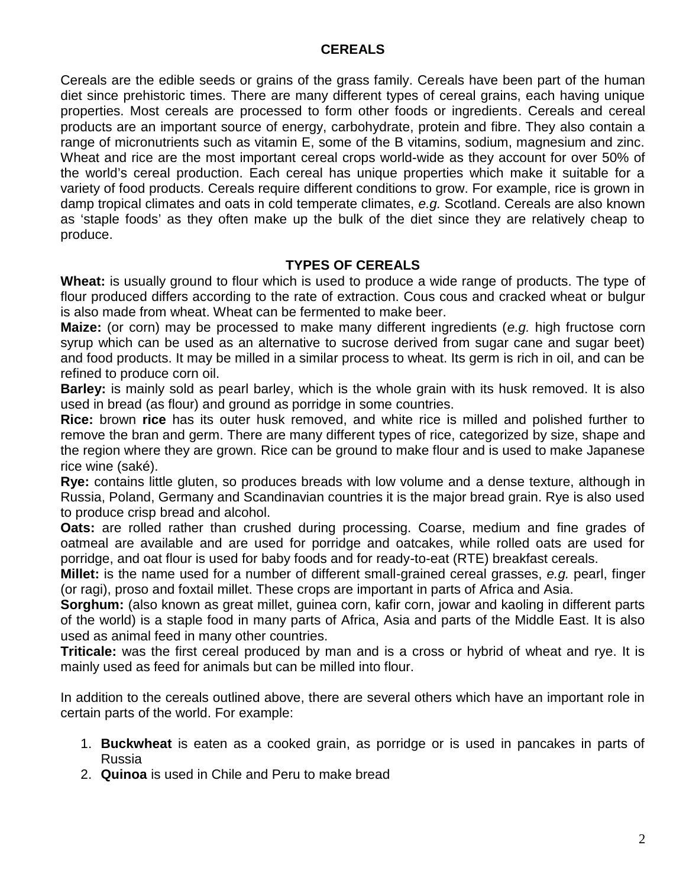# CEREALS

Cereals are the edible seeds or grains of the grass family. Cereals have been part of the human diet since prehistoric times. There are many different types of cereal grains, each having unique properties. Most cereals are processed to form other foods or ingredients. Cereals and cereal products are an important source of energy, carbohydrate, protein and fibre. They also contain a range of micronutrients such as vitamin E, some of the B vitamins, sodium, magnesium and zinc. Wheat and rice are the most important cereal crops world-wide as they account for over 50% of the world's cereal production. Each cereal has unique properties which make it suitable for a variety of food products. Cereals require different conditions to grow. For example, rice is grown in damp tropical climates and oats in cold temperate climates, *e.g.* Scotland. Cereals are also known as 'staple foods' as they often make up the bulk of the diet since they are relatively cheap to produce.

## TYPES OF CEREALS

**Wheat:** is usually ground to flour which is used to produce a wide range of products. The type of flour produced differs according to the rate of extraction. Cous cous and cracked wheat or bulgur is also made from wheat. Wheat can be fermented to make beer.

**Maize:** (or corn) may be processed to make many different ingredients (*e.g.* high fructose corn syrup which can be used as an alternative to sucrose derived from sugar cane and sugar beet) and food products. It may be milled in a similar process to wheat. Its germ is rich in oil, and can be refined to produce corn oil.

**Barley:** is mainly sold as pearl barley, which is the whole grain with its husk removed. It is also used in bread (as flour) and ground as porridge in some countries.

**Rice:** brown **rice** has its outer husk removed, and white rice is milled and polished further to remove the bran and germ. There are many different types of rice, categorized by size, shape and the region where they are grown. Rice can be ground to make flour and is used to make Japanese rice wine (saké).

**Rye:** contains little gluten, so produces breads with low volume and a dense texture, although in Russia, Poland, Germany and Scandinavian countries it is the major bread grain. Rye is also used to produce crisp bread and alcohol.

**Oats:** are rolled rather than crushed during processing. Coarse, medium and fine grades of oatmeal are available and are used for porridge and oatcakes, while rolled oats are used for porridge, and oat flour is used for baby foods and for ready-to-eat (RTE) breakfast cereals.

**Millet:** is the name used for a number of different small-grained cereal grasses, *e.g.* pearl, finger (or ragi), proso and foxtail millet. These crops are important in parts of Africa and Asia.

**Sorghum:** (also known as great millet, guinea corn, kafir corn, jowar and kaoling in different parts of the world) is a staple food in many parts of Africa, Asia and parts of the Middle East. It is also used as animal feed in many other countries.

**Triticale:** was the first cereal produced by man and is a cross or hybrid of wheat and rye. It is mainly used as feed for animals but can be milled into flour.

In addition to the cereals outlined above, there are several others which have an important role in certain parts of the world. For example:

1. **Buckwheat** is eaten as a cooked grain, as porridge or is used in pancakes in parts of Russia
2. **Quinoa** is used in Chile and Peru to make bread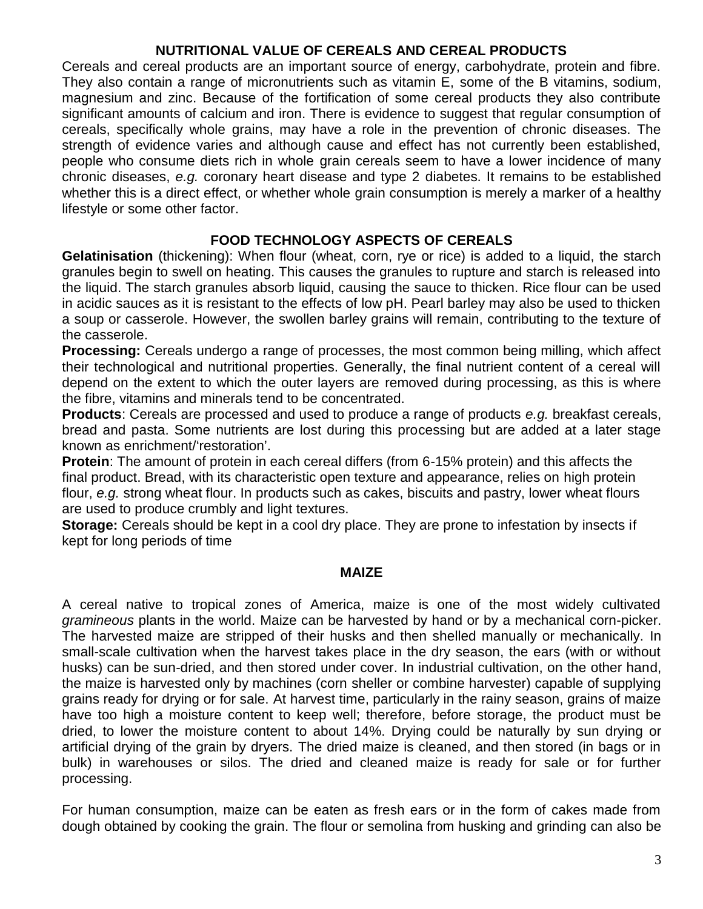## NUTRITIONAL VALUE OF CEREALS AND CEREAL PRODUCTS

Cereals and cereal products are an important source of energy, carbohydrate, protein and fibre. They also contain a range of micronutrients such as vitamin E, some of the B vitamins, sodium, magnesium and zinc. Because of the fortification of some cereal products they also contribute significant amounts of calcium and iron. There is evidence to suggest that regular consumption of cereals, specifically whole grains, may have a role in the prevention of chronic diseases. The strength of evidence varies and although cause and effect has not currently been established, people who consume diets rich in whole grain cereals seem to have a lower incidence of many chronic diseases, *e.g.* coronary heart disease and type 2 diabetes. It remains to be established whether this is a direct effect, or whether whole grain consumption is merely a marker of a healthy lifestyle or some other factor.

## FOOD TECHNOLOGY ASPECTS OF CEREALS

**Gelatinisation** (thickening): When flour (wheat, corn, rye or rice) is added to a liquid, the starch granules begin to swell on heating. This causes the granules to rupture and starch is released into the liquid. The starch granules absorb liquid, causing the sauce to thicken. Rice flour can be used in acidic sauces as it is resistant to the effects of low pH. Pearl barley may also be used to thicken a soup or casserole. However, the swollen barley grains will remain, contributing to the texture of the casserole.

**Processing:** Cereals undergo a range of processes, the most common being milling, which affect their technological and nutritional properties. Generally, the final nutrient content of a cereal will depend on the extent to which the outer layers are removed during processing, as this is where the fibre, vitamins and minerals tend to be concentrated.

**Products**: Cereals are processed and used to produce a range of products *e.g.* breakfast cereals, bread and pasta. Some nutrients are lost during this processing but are added at a later stage known as enrichment/'restoration'.

**Protein**: The amount of protein in each cereal differs (from 6-15% protein) and this affects the final product. Bread, with its characteristic open texture and appearance, relies on high protein flour, *e.g.* strong wheat flour. In products such as cakes, biscuits and pastry, lower wheat flours are used to produce crumbly and light textures.

**Storage:** Cereals should be kept in a cool dry place. They are prone to infestation by insects if kept for long periods of time

## MAIZE

A cereal native to tropical zones of America, maize is one of the most widely cultivated *gramineous* plants in the world. Maize can be harvested by hand or by a mechanical corn-picker. The harvested maize are stripped of their husks and then shelled manually or mechanically. In small-scale cultivation when the harvest takes place in the dry season, the ears (with or without husks) can be sun-dried, and then stored under cover. In industrial cultivation, on the other hand, the maize is harvested only by machines (corn sheller or combine harvester) capable of supplying grains ready for drying or for sale. At harvest time, particularly in the rainy season, grains of maize have too high a moisture content to keep well; therefore, before storage, the product must be dried, to lower the moisture content to about 14%. Drying could be naturally by sun drying or artificial drying of the grain by dryers. The dried maize is cleaned, and then stored (in bags or in bulk) in warehouses or silos. The dried and cleaned maize is ready for sale or for further processing.

For human consumption, maize can be eaten as fresh ears or in the form of cakes made from dough obtained by cooking the grain. The flour or semolina from husking and grinding can also be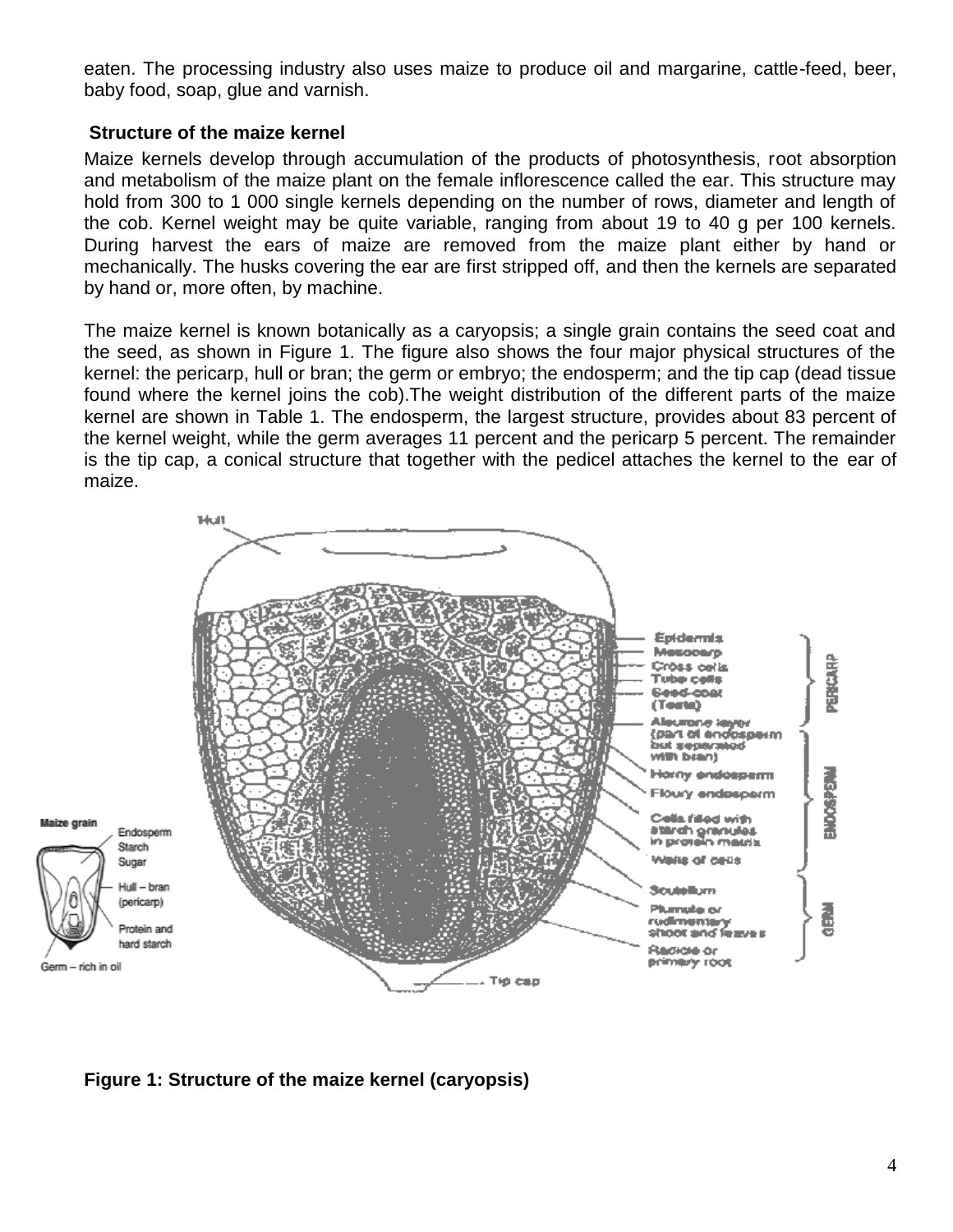eaten. The processing industry also uses maize to produce oil and margarine, cattle-feed, beer, baby food, soap, glue and varnish.

### Structure of the maize kernel

Maize kernels develop through accumulation of the products of photosynthesis, root absorption and metabolism of the maize plant on the female inflorescence called the ear. This structure may hold from 300 to 1 000 single kernels depending on the number of rows, diameter and length of the cob. Kernel weight may be quite variable, ranging from about 19 to 40 g per 100 kernels. During harvest the ears of maize are removed from the maize plant either by hand or mechanically. The husks covering the ear are first stripped off, and then the kernels are separated by hand or, more often, by machine.

The maize kernel is known botanically as a caryopsis; a single grain contains the seed coat and the seed, as shown in Figure 1. The figure also shows the four major physical structures of the kernel: the pericarp, hull or bran; the germ or embryo; the endosperm; and the tip cap (dead tissue found where the kernel joins the cob).The weight distribution of the different parts of the maize kernel are shown in Table 1. The endosperm, the largest structure, provides about 83 percent of the kernel weight, while the germ averages 11 percent and the pericarp 5 percent. The remainder is the tip cap, a conical structure that together with the pedicel attaches the kernel to the ear of maize.

**Figure 1: Structure of the maize kernel (caryopsis)**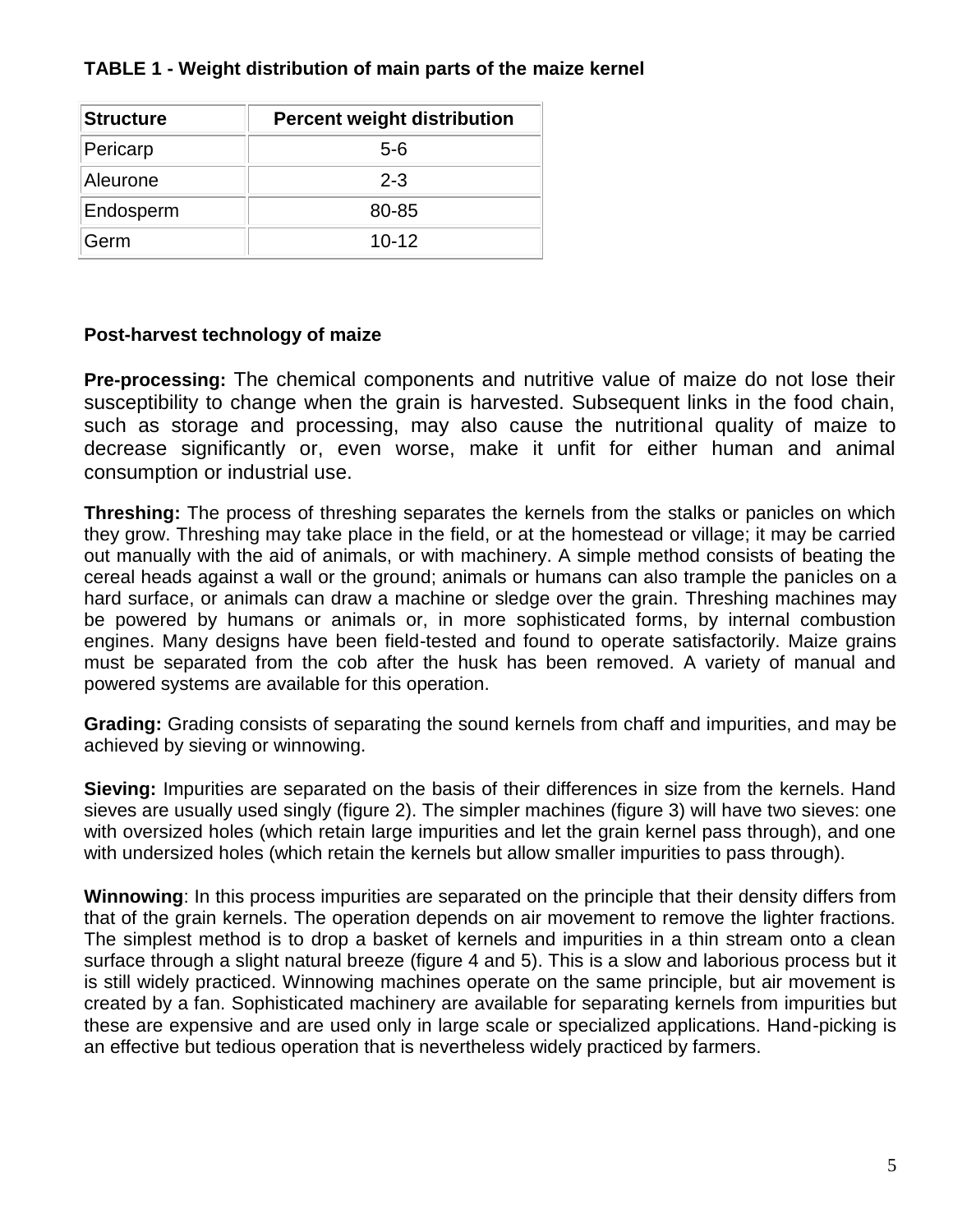**TABLE 1 - Weight distribution of main parts of the maize kernel**

| Structure | Percent weight distribution |
|---|---|
| Pericarp | 5-6 |
| Aleurone | 2-3 |
| Endosperm | 80-85 |
| Germ | 10-12 |

**Post-harvest technology of maize**

**Pre-processing:** The chemical components and nutritive value of maize do not lose their susceptibility to change when the grain is harvested. Subsequent links in the food chain, such as storage and processing, may also cause the nutritional quality of maize to decrease significantly or, even worse, make it unfit for either human and animal consumption or industrial use.

**Threshing:** The process of threshing separates the kernels from the stalks or panicles on which they grow. Threshing may take place in the field, or at the homestead or village; it may be carried out manually with the aid of animals, or with machinery. A simple method consists of beating the cereal heads against a wall or the ground; animals or humans can also trample the panicles on a hard surface, or animals can draw a machine or sledge over the grain. Threshing machines may be powered by humans or animals or, in more sophisticated forms, by internal combustion engines. Many designs have been field-tested and found to operate satisfactorily. Maize grains must be separated from the cob after the husk has been removed. A variety of manual and powered systems are available for this operation.

**Grading:** Grading consists of separating the sound kernels from chaff and impurities, and may be achieved by sieving or winnowing.

**Sieving:** Impurities are separated on the basis of their differences in size from the kernels. Hand sieves are usually used singly (figure 2). The simpler machines (figure 3) will have two sieves: one with oversized holes (which retain large impurities and let the grain kernel pass through), and one with undersized holes (which retain the kernels but allow smaller impurities to pass through).

**Winnowing**: In this process impurities are separated on the principle that their density differs from that of the grain kernels. The operation depends on air movement to remove the lighter fractions. The simplest method is to drop a basket of kernels and impurities in a thin stream onto a clean surface through a slight natural breeze (figure 4 and 5). This is a slow and laborious process but it is still widely practiced. Winnowing machines operate on the same principle, but air movement is created by a fan. Sophisticated machinery are available for separating kernels from impurities but these are expensive and are used only in large scale or specialized applications. Hand-picking is an effective but tedious operation that is nevertheless widely practiced by farmers.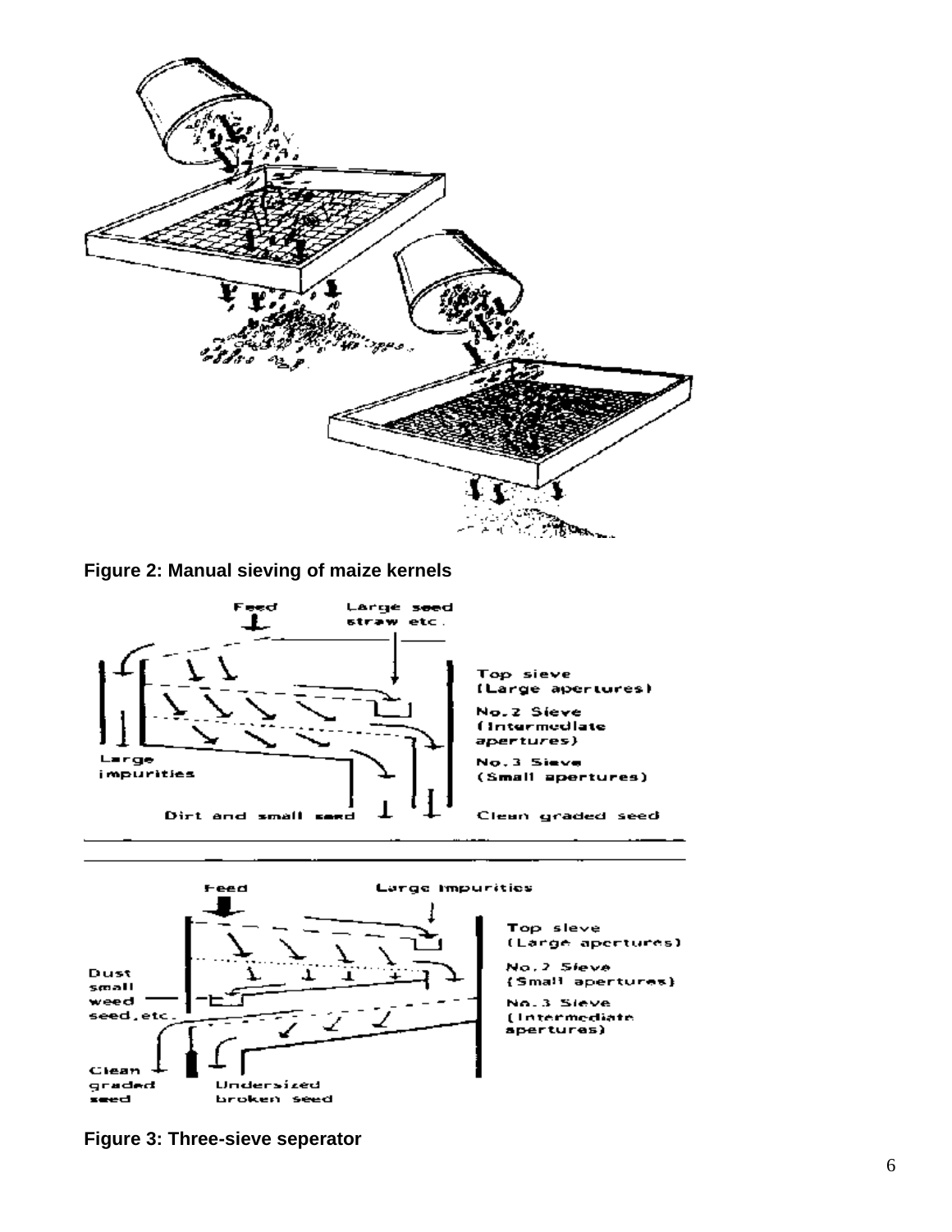**Figure 2: Manual sieving of maize kernels**

**Figure 3: Three-sieve seperator**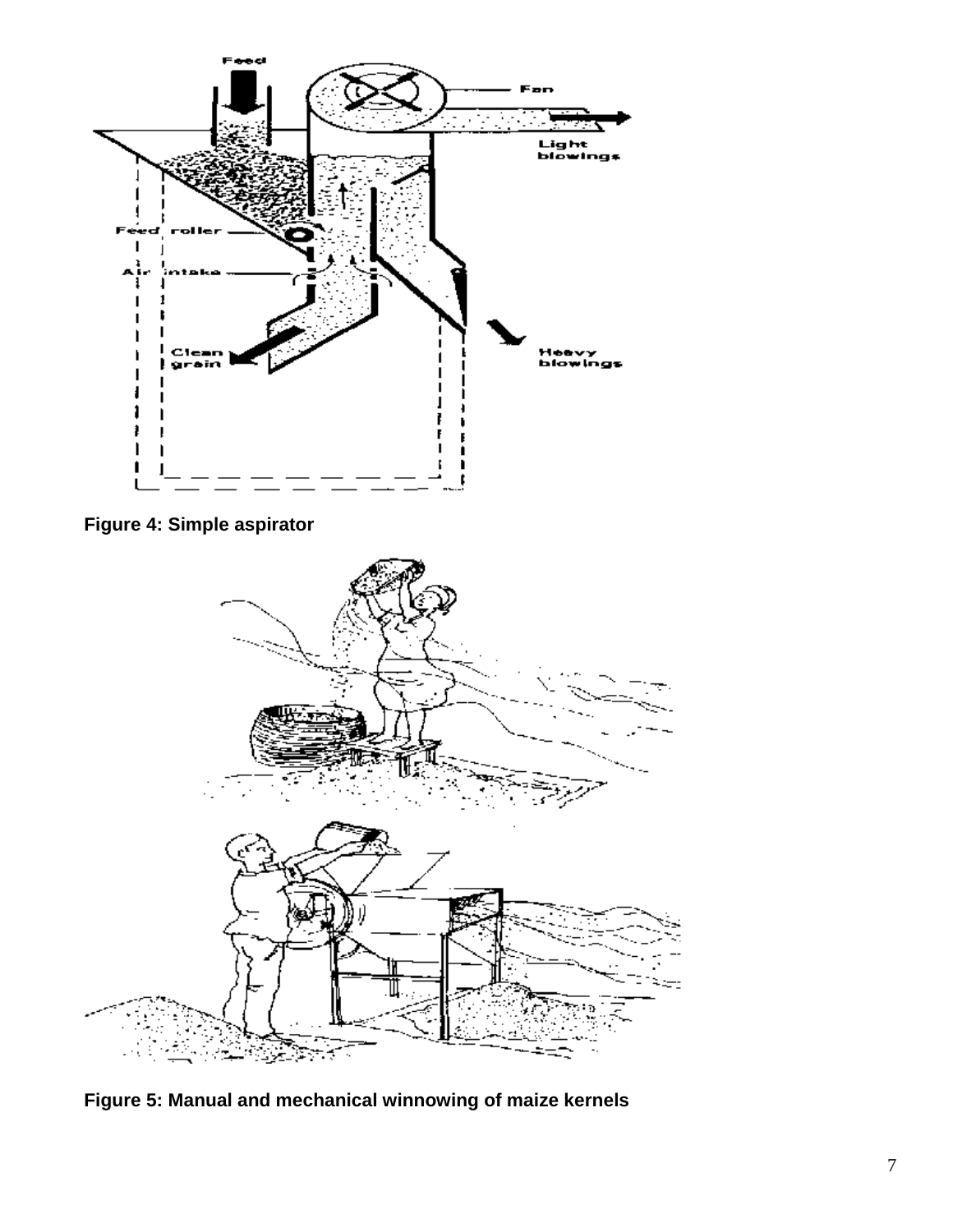Figure 4: Simple aspirator

Figure 5: Manual and mechanical winnowing of maize kernels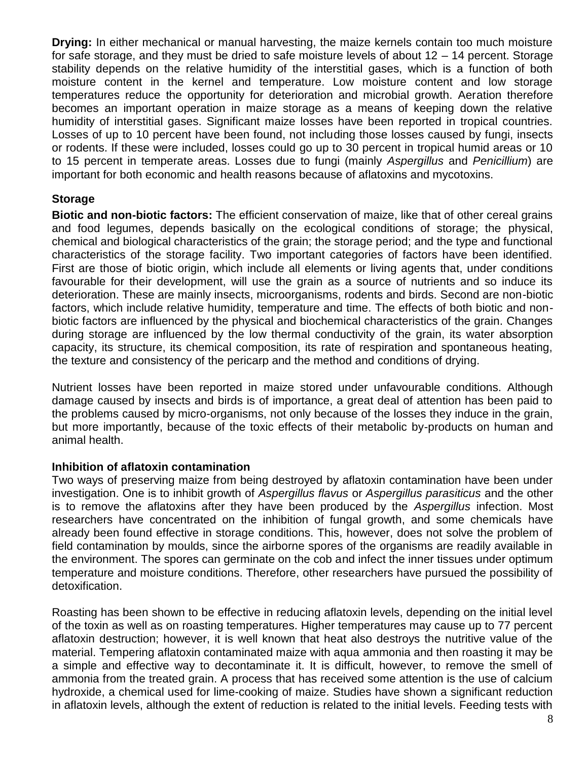**Drying:** In either mechanical or manual harvesting, the maize kernels contain too much moisture for safe storage, and they must be dried to safe moisture levels of about 12 – 14 percent. Storage stability depends on the relative humidity of the interstitial gases, which is a function of both moisture content in the kernel and temperature. Low moisture content and low storage temperatures reduce the opportunity for deterioration and microbial growth. Aeration therefore becomes an important operation in maize storage as a means of keeping down the relative humidity of interstitial gases. Significant maize losses have been reported in tropical countries. Losses of up to 10 percent have been found, not including those losses caused by fungi, insects or rodents. If these were included, losses could go up to 30 percent in tropical humid areas or 10 to 15 percent in temperate areas. Losses due to fungi (mainly *Aspergillus* and *Penicillium*) are important for both economic and health reasons because of aflatoxins and mycotoxins.

### Storage

**Biotic and non-biotic factors:** The efficient conservation of maize, like that of other cereal grains and food legumes, depends basically on the ecological conditions of storage; the physical, chemical and biological characteristics of the grain; the storage period; and the type and functional characteristics of the storage facility. Two important categories of factors have been identified. First are those of biotic origin, which include all elements or living agents that, under conditions favourable for their development, will use the grain as a source of nutrients and so induce its deterioration. These are mainly insects, microorganisms, rodents and birds. Second are non-biotic factors, which include relative humidity, temperature and time. The effects of both biotic and non-biotic factors are influenced by the physical and biochemical characteristics of the grain. Changes during storage are influenced by the low thermal conductivity of the grain, its water absorption capacity, its structure, its chemical composition, its rate of respiration and spontaneous heating, the texture and consistency of the pericarp and the method and conditions of drying.

Nutrient losses have been reported in maize stored under unfavourable conditions. Although damage caused by insects and birds is of importance, a great deal of attention has been paid to the problems caused by micro-organisms, not only because of the losses they induce in the grain, but more importantly, because of the toxic effects of their metabolic by-products on human and animal health.

### Inhibition of aflatoxin contamination

Two ways of preserving maize from being destroyed by aflatoxin contamination have been under investigation. One is to inhibit growth of *Aspergillus flavus* or *Aspergillus parasiticus* and the other is to remove the aflatoxins after they have been produced by the *Aspergillus* infection. Most researchers have concentrated on the inhibition of fungal growth, and some chemicals have already been found effective in storage conditions. This, however, does not solve the problem of field contamination by moulds, since the airborne spores of the organisms are readily available in the environment. The spores can germinate on the cob and infect the inner tissues under optimum temperature and moisture conditions. Therefore, other researchers have pursued the possibility of detoxification.

Roasting has been shown to be effective in reducing aflatoxin levels, depending on the initial level of the toxin as well as on roasting temperatures. Higher temperatures may cause up to 77 percent aflatoxin destruction; however, it is well known that heat also destroys the nutritive value of the material. Tempering aflatoxin contaminated maize with aqua ammonia and then roasting it may be a simple and effective way to decontaminate it. It is difficult, however, to remove the smell of ammonia from the treated grain. A process that has received some attention is the use of calcium hydroxide, a chemical used for lime-cooking of maize. Studies have shown a significant reduction in aflatoxin levels, although the extent of reduction is related to the initial levels. Feeding tests with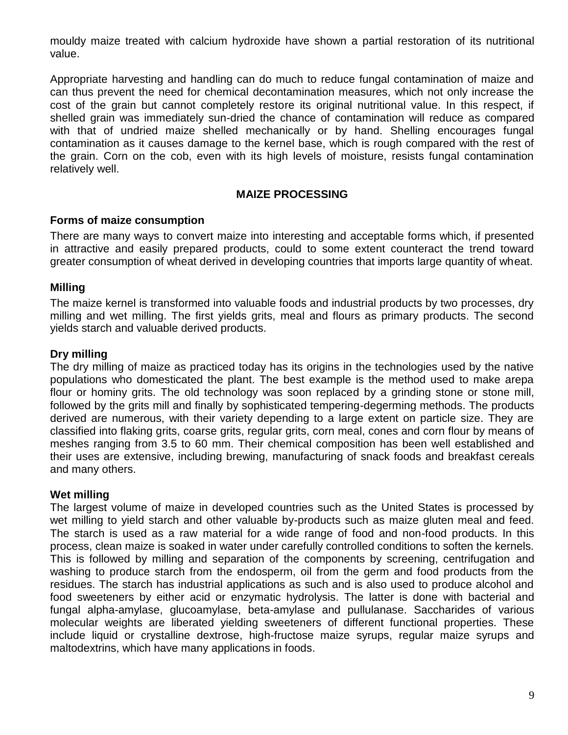mouldy maize treated with calcium hydroxide have shown a partial restoration of its nutritional value.

Appropriate harvesting and handling can do much to reduce fungal contamination of maize and can thus prevent the need for chemical decontamination measures, which not only increase the cost of the grain but cannot completely restore its original nutritional value. In this respect, if shelled grain was immediately sun-dried the chance of contamination will reduce as compared with that of undried maize shelled mechanically or by hand. Shelling encourages fungal contamination as it causes damage to the kernel base, which is rough compared with the rest of the grain. Corn on the cob, even with its high levels of moisture, resists fungal contamination relatively well.

## MAIZE PROCESSING

### Forms of maize consumption

There are many ways to convert maize into interesting and acceptable forms which, if presented in attractive and easily prepared products, could to some extent counteract the trend toward greater consumption of wheat derived in developing countries that imports large quantity of wheat.

### Milling

The maize kernel is transformed into valuable foods and industrial products by two processes, dry milling and wet milling. The first yields grits, meal and flours as primary products. The second yields starch and valuable derived products.

### Dry milling

The dry milling of maize as practiced today has its origins in the technologies used by the native populations who domesticated the plant. The best example is the method used to make arepa flour or hominy grits. The old technology was soon replaced by a grinding stone or stone mill, followed by the grits mill and finally by sophisticated tempering-degerming methods. The products derived are numerous, with their variety depending to a large extent on particle size. They are classified into flaking grits, coarse grits, regular grits, corn meal, cones and corn flour by means of meshes ranging from 3.5 to 60 mm. Their chemical composition has been well established and their uses are extensive, including brewing, manufacturing of snack foods and breakfast cereals and many others.

### Wet milling

The largest volume of maize in developed countries such as the United States is processed by wet milling to yield starch and other valuable by-products such as maize gluten meal and feed. The starch is used as a raw material for a wide range of food and non-food products. In this process, clean maize is soaked in water under carefully controlled conditions to soften the kernels. This is followed by milling and separation of the components by screening, centrifugation and washing to produce starch from the endosperm, oil from the germ and food products from the residues. The starch has industrial applications as such and is also used to produce alcohol and food sweeteners by either acid or enzymatic hydrolysis. The latter is done with bacterial and fungal alpha-amylase, glucoamylase, beta-amylase and pullulanase. Saccharides of various molecular weights are liberated yielding sweeteners of different functional properties. These include liquid or crystalline dextrose, high-fructose maize syrups, regular maize syrups and maltodextrins, which have many applications in foods.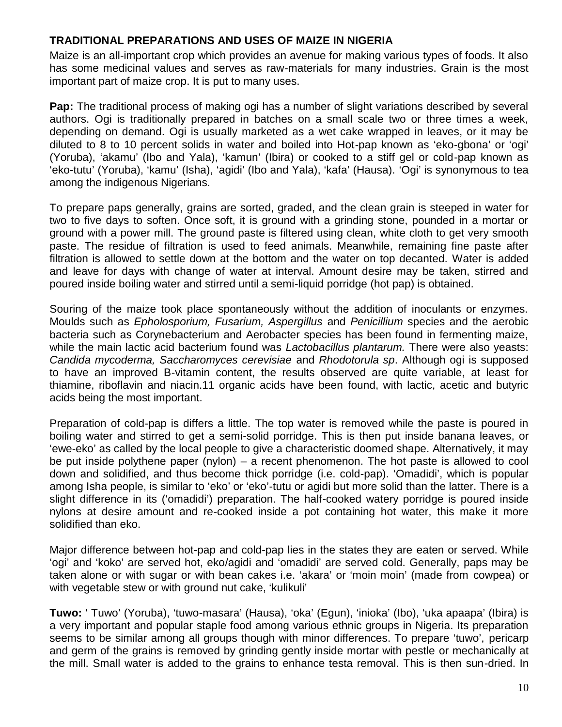## TRADITIONAL PREPARATIONS AND USES OF MAIZE IN NIGERIA

Maize is an all-important crop which provides an avenue for making various types of foods. It also has some medicinal values and serves as raw-materials for many industries. Grain is the most important part of maize crop. It is put to many uses.

**Pap:** The traditional process of making ogi has a number of slight variations described by several authors. Ogi is traditionally prepared in batches on a small scale two or three times a week, depending on demand. Ogi is usually marketed as a wet cake wrapped in leaves, or it may be diluted to 8 to 10 percent solids in water and boiled into Hot-pap known as 'eko-gbona' or 'ogi' (Yoruba), 'akamu' (Ibo and Yala), 'kamun' (Ibira) or cooked to a stiff gel or cold-pap known as 'eko-tutu' (Yoruba), 'kamu' (Isha), 'agidi' (Ibo and Yala), 'kafa' (Hausa). 'Ogi' is synonymous to tea among the indigenous Nigerians.

To prepare paps generally, grains are sorted, graded, and the clean grain is steeped in water for two to five days to soften. Once soft, it is ground with a grinding stone, pounded in a mortar or ground with a power mill. The ground paste is filtered using clean, white cloth to get very smooth paste. The residue of filtration is used to feed animals. Meanwhile, remaining fine paste after filtration is allowed to settle down at the bottom and the water on top decanted. Water is added and leave for days with change of water at interval. Amount desire may be taken, stirred and poured inside boiling water and stirred until a semi-liquid porridge (hot pap) is obtained.

Souring of the maize took place spontaneously without the addition of inoculants or enzymes. Moulds such as *Epholosporium, Fusarium, Aspergillus* and *Penicillium* species and the aerobic bacteria such as Corynebacterium and Aerobacter species has been found in fermenting maize, while the main lactic acid bacterium found was *Lactobacillus plantarum.* There were also yeasts: *Candida mycoderma, Saccharomyces cerevisiae* and *Rhodotorula sp*. Although ogi is supposed to have an improved B-vitamin content, the results observed are quite variable, at least for thiamine, riboflavin and niacin.11 organic acids have been found, with lactic, acetic and butyric acids being the most important.

Preparation of cold-pap is differs a little. The top water is removed while the paste is poured in boiling water and stirred to get a semi-solid porridge. This is then put inside banana leaves, or 'ewe-eko' as called by the local people to give a characteristic doomed shape. Alternatively, it may be put inside polythene paper (nylon) – a recent phenomenon. The hot paste is allowed to cool down and solidified, and thus become thick porridge (i.e. cold-pap). 'Omadidi', which is popular among Isha people, is similar to 'eko' or 'eko'-tutu or agidi but more solid than the latter. There is a slight difference in its ('omadidi') preparation. The half-cooked watery porridge is poured inside nylons at desire amount and re-cooked inside a pot containing hot water, this make it more solidified than eko.

Major difference between hot-pap and cold-pap lies in the states they are eaten or served. While 'ogi' and 'koko' are served hot, eko/agidi and 'omadidi' are served cold. Generally, paps may be taken alone or with sugar or with bean cakes i.e. 'akara' or 'moin moin' (made from cowpea) or with vegetable stew or with ground nut cake, 'kulikuli'

**Tuwo:** ' Tuwo' (Yoruba), 'tuwo-masara' (Hausa), 'oka' (Egun), 'inioka' (Ibo), 'uka apaapa' (Ibira) is a very important and popular staple food among various ethnic groups in Nigeria. Its preparation seems to be similar among all groups though with minor differences. To prepare 'tuwo', pericarp and germ of the grains is removed by grinding gently inside mortar with pestle or mechanically at the mill. Small water is added to the grains to enhance testa removal. This is then sun-dried. In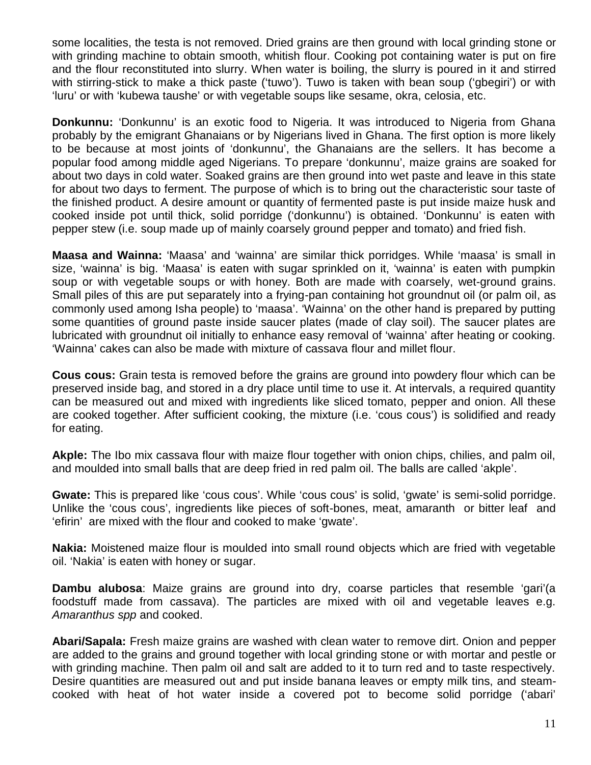some localities, the testa is not removed. Dried grains are then ground with local grinding stone or with grinding machine to obtain smooth, whitish flour. Cooking pot containing water is put on fire and the flour reconstituted into slurry. When water is boiling, the slurry is poured in it and stirred with stirring-stick to make a thick paste ('tuwo'). Tuwo is taken with bean soup ('gbegiri') or with 'luru' or with 'kubewa taushe' or with vegetable soups like sesame, okra, celosia, etc.

**Donkunnu:** 'Donkunnu' is an exotic food to Nigeria. It was introduced to Nigeria from Ghana probably by the emigrant Ghanaians or by Nigerians lived in Ghana. The first option is more likely to be because at most joints of 'donkunnu', the Ghanaians are the sellers. It has become a popular food among middle aged Nigerians. To prepare 'donkunnu', maize grains are soaked for about two days in cold water. Soaked grains are then ground into wet paste and leave in this state for about two days to ferment. The purpose of which is to bring out the characteristic sour taste of the finished product. A desire amount or quantity of fermented paste is put inside maize husk and cooked inside pot until thick, solid porridge ('donkunnu') is obtained. 'Donkunnu' is eaten with pepper stew (i.e. soup made up of mainly coarsely ground pepper and tomato) and fried fish.

**Maasa and Wainna:** 'Maasa' and 'wainna' are similar thick porridges. While 'maasa' is small in size, 'wainna' is big. 'Maasa' is eaten with sugar sprinkled on it, 'wainna' is eaten with pumpkin soup or with vegetable soups or with honey. Both are made with coarsely, wet-ground grains. Small piles of this are put separately into a frying-pan containing hot groundnut oil (or palm oil, as commonly used among Isha people) to 'maasa'. 'Wainna' on the other hand is prepared by putting some quantities of ground paste inside saucer plates (made of clay soil). The saucer plates are lubricated with groundnut oil initially to enhance easy removal of 'wainna' after heating or cooking. 'Wainna' cakes can also be made with mixture of cassava flour and millet flour.

**Cous cous:** Grain testa is removed before the grains are ground into powdery flour which can be preserved inside bag, and stored in a dry place until time to use it. At intervals, a required quantity can be measured out and mixed with ingredients like sliced tomato, pepper and onion. All these are cooked together. After sufficient cooking, the mixture (i.e. 'cous cous') is solidified and ready for eating.

**Akple:** The Ibo mix cassava flour with maize flour together with onion chips, chilies, and palm oil, and moulded into small balls that are deep fried in red palm oil. The balls are called 'akple'.

**Gwate:** This is prepared like 'cous cous'. While 'cous cous' is solid, 'gwate' is semi-solid porridge. Unlike the 'cous cous', ingredients like pieces of soft-bones, meat, amaranth or bitter leaf and 'efirin' are mixed with the flour and cooked to make 'gwate'.

**Nakia:** Moistened maize flour is moulded into small round objects which are fried with vegetable oil. 'Nakia' is eaten with honey or sugar.

**Dambu alubosa**: Maize grains are ground into dry, coarse particles that resemble 'gari'(a foodstuff made from cassava). The particles are mixed with oil and vegetable leaves e.g. *Amaranthus spp* and cooked.

**Abari/Sapala:** Fresh maize grains are washed with clean water to remove dirt. Onion and pepper are added to the grains and ground together with local grinding stone or with mortar and pestle or with grinding machine. Then palm oil and salt are added to it to turn red and to taste respectively. Desire quantities are measured out and put inside banana leaves or empty milk tins, and steam-cooked with heat of hot water inside a covered pot to become solid porridge ('abari'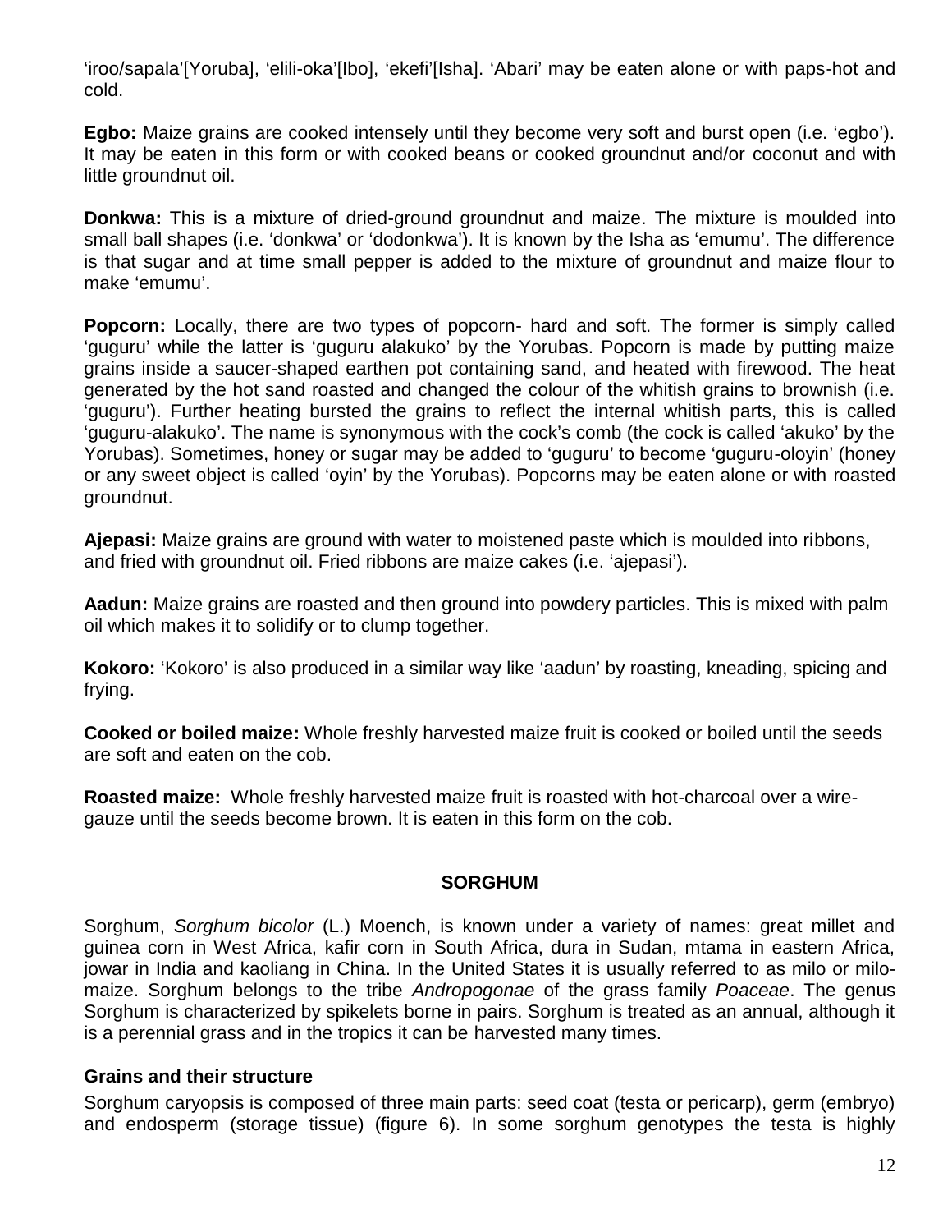'iroo/sapala'[Yoruba], 'elili-oka'[Ibo], 'ekefi'[Isha]. 'Abari' may be eaten alone or with paps-hot and cold.

**Egbo:** Maize grains are cooked intensely until they become very soft and burst open (i.e. 'egbo'). It may be eaten in this form or with cooked beans or cooked groundnut and/or coconut and with little groundnut oil.

**Donkwa:** This is a mixture of dried-ground groundnut and maize. The mixture is moulded into small ball shapes (i.e. 'donkwa' or 'dodonkwa'). It is known by the Isha as 'emumu'. The difference is that sugar and at time small pepper is added to the mixture of groundnut and maize flour to make 'emumu'.

**Popcorn:** Locally, there are two types of popcorn- hard and soft. The former is simply called 'guguru' while the latter is 'guguru alakuko' by the Yorubas. Popcorn is made by putting maize grains inside a saucer-shaped earthen pot containing sand, and heated with firewood. The heat generated by the hot sand roasted and changed the colour of the whitish grains to brownish (i.e. 'guguru'). Further heating bursted the grains to reflect the internal whitish parts, this is called 'guguru-alakuko'. The name is synonymous with the cock's comb (the cock is called 'akuko' by the Yorubas). Sometimes, honey or sugar may be added to 'guguru' to become 'guguru-oloyin' (honey or any sweet object is called 'oyin' by the Yorubas). Popcorns may be eaten alone or with roasted groundnut.

**Ajepasi:** Maize grains are ground with water to moistened paste which is moulded into ribbons, and fried with groundnut oil. Fried ribbons are maize cakes (i.e. 'ajepasi').

**Aadun:** Maize grains are roasted and then ground into powdery particles. This is mixed with palm oil which makes it to solidify or to clump together.

**Kokoro:** 'Kokoro' is also produced in a similar way like 'aadun' by roasting, kneading, spicing and frying.

**Cooked or boiled maize:** Whole freshly harvested maize fruit is cooked or boiled until the seeds are soft and eaten on the cob.

**Roasted maize:** Whole freshly harvested maize fruit is roasted with hot-charcoal over a wire-gauze until the seeds become brown. It is eaten in this form on the cob.

## SORGHUM

Sorghum, *Sorghum bicolor* (L.) Moench, is known under a variety of names: great millet and guinea corn in West Africa, kafir corn in South Africa, dura in Sudan, mtama in eastern Africa, jowar in India and kaoliang in China. In the United States it is usually referred to as milo or milo-maize. Sorghum belongs to the tribe *Andropogonae* of the grass family *Poaceae*. The genus Sorghum is characterized by spikelets borne in pairs. Sorghum is treated as an annual, although it is a perennial grass and in the tropics it can be harvested many times.

### Grains and their structure

Sorghum caryopsis is composed of three main parts: seed coat (testa or pericarp), germ (embryo) and endosperm (storage tissue) (figure 6). In some sorghum genotypes the testa is highly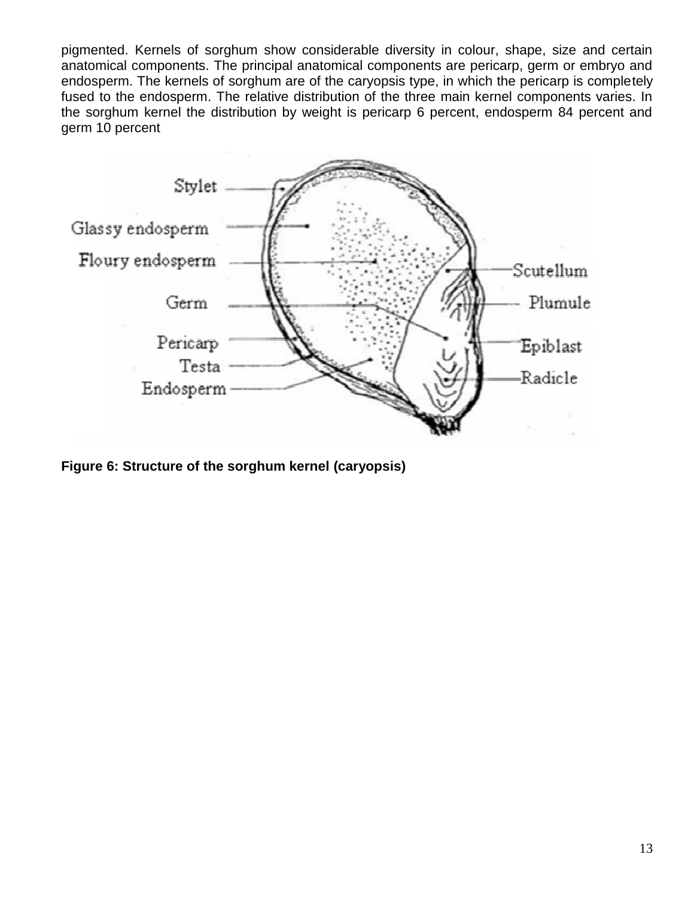pigmented. Kernels of sorghum show considerable diversity in colour, shape, size and certain anatomical components. The principal anatomical components are pericarp, germ or embryo and endosperm. The kernels of sorghum are of the caryopsis type, in which the pericarp is completely fused to the endosperm. The relative distribution of the three main kernel components varies. In the sorghum kernel the distribution by weight is pericarp 6 percent, endosperm 84 percent and germ 10 percent

**Figure 6: Structure of the sorghum kernel (caryopsis)**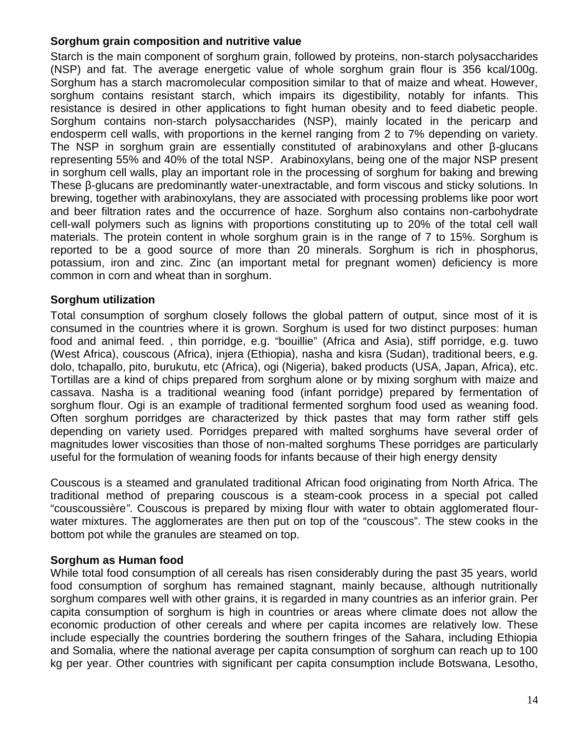**Sorghum grain composition and nutritive value**

Starch is the main component of sorghum grain, followed by proteins, non-starch polysaccharides (NSP) and fat. The average energetic value of whole sorghum grain flour is 356 kcal/100g. Sorghum has a starch macromolecular composition similar to that of maize and wheat. However, sorghum contains resistant starch, which impairs its digestibility, notably for infants. This resistance is desired in other applications to fight human obesity and to feed diabetic people. Sorghum contains non-starch polysaccharides (NSP), mainly located in the pericarp and endosperm cell walls, with proportions in the kernel ranging from 2 to 7% depending on variety. The NSP in sorghum grain are essentially constituted of arabinoxylans and other β-glucans representing 55% and 40% of the total NSP. Arabinoxylans, being one of the major NSP present in sorghum cell walls, play an important role in the processing of sorghum for baking and brewing These β-glucans are predominantly water-unextractable, and form viscous and sticky solutions. In brewing, together with arabinoxylans, they are associated with processing problems like poor wort and beer filtration rates and the occurrence of haze. Sorghum also contains non-carbohydrate cell-wall polymers such as lignins with proportions constituting up to 20% of the total cell wall materials. The protein content in whole sorghum grain is in the range of 7 to 15%. Sorghum is reported to be a good source of more than 20 minerals. Sorghum is rich in phosphorus, potassium, iron and zinc. Zinc (an important metal for pregnant women) deficiency is more common in corn and wheat than in sorghum.

**Sorghum utilization**

Total consumption of sorghum closely follows the global pattern of output, since most of it is consumed in the countries where it is grown. Sorghum is used for two distinct purposes: human food and animal feed. , thin porridge, e.g. "bouillie" (Africa and Asia), stiff porridge, e.g. tuwo (West Africa), couscous (Africa), injera (Ethiopia), nasha and kisra (Sudan), traditional beers, e.g. dolo, tchapallo, pito, burukutu, etc (Africa), ogi (Nigeria), baked products (USA, Japan, Africa), etc. Tortillas are a kind of chips prepared from sorghum alone or by mixing sorghum with maize and cassava. Nasha is a traditional weaning food (infant porridge) prepared by fermentation of sorghum flour. Ogi is an example of traditional fermented sorghum food used as weaning food. Often sorghum porridges are characterized by thick pastes that may form rather stiff gels depending on variety used. Porridges prepared with malted sorghums have several order of magnitudes lower viscosities than those of non-malted sorghums These porridges are particularly useful for the formulation of weaning foods for infants because of their high energy density

Couscous is a steamed and granulated traditional African food originating from North Africa. The traditional method of preparing couscous is a steam-cook process in a special pot called "couscoussière". Couscous is prepared by mixing flour with water to obtain agglomerated flour-water mixtures. The agglomerates are then put on top of the "couscous". The stew cooks in the bottom pot while the granules are steamed on top.

**Sorghum as Human food**

While total food consumption of all cereals has risen considerably during the past 35 years, world food consumption of sorghum has remained stagnant, mainly because, although nutritionally sorghum compares well with other grains, it is regarded in many countries as an inferior grain. Per capita consumption of sorghum is high in countries or areas where climate does not allow the economic production of other cereals and where per capita incomes are relatively low. These include especially the countries bordering the southern fringes of the Sahara, including Ethiopia and Somalia, where the national average per capita consumption of sorghum can reach up to 100 kg per year. Other countries with significant per capita consumption include Botswana, Lesotho,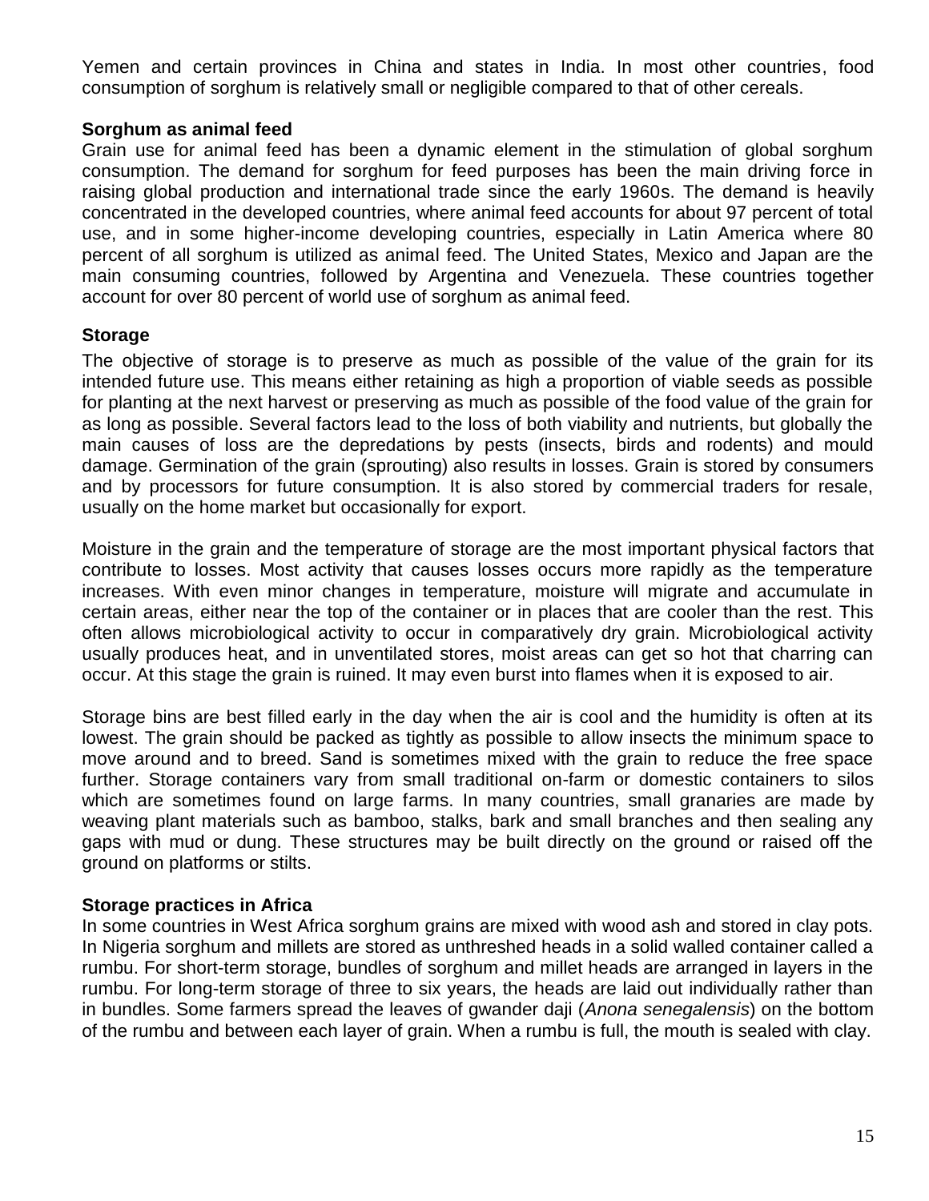Yemen and certain provinces in China and states in India. In most other countries, food consumption of sorghum is relatively small or negligible compared to that of other cereals.

**Sorghum as animal feed**

Grain use for animal feed has been a dynamic element in the stimulation of global sorghum consumption. The demand for sorghum for feed purposes has been the main driving force in raising global production and international trade since the early 1960s. The demand is heavily concentrated in the developed countries, where animal feed accounts for about 97 percent of total use, and in some higher-income developing countries, especially in Latin America where 80 percent of all sorghum is utilized as animal feed. The United States, Mexico and Japan are the main consuming countries, followed by Argentina and Venezuela. These countries together account for over 80 percent of world use of sorghum as animal feed.

**Storage**

The objective of storage is to preserve as much as possible of the value of the grain for its intended future use. This means either retaining as high a proportion of viable seeds as possible for planting at the next harvest or preserving as much as possible of the food value of the grain for as long as possible. Several factors lead to the loss of both viability and nutrients, but globally the main causes of loss are the depredations by pests (insects, birds and rodents) and mould damage. Germination of the grain (sprouting) also results in losses. Grain is stored by consumers and by processors for future consumption. It is also stored by commercial traders for resale, usually on the home market but occasionally for export.

Moisture in the grain and the temperature of storage are the most important physical factors that contribute to losses. Most activity that causes losses occurs more rapidly as the temperature increases. With even minor changes in temperature, moisture will migrate and accumulate in certain areas, either near the top of the container or in places that are cooler than the rest. This often allows microbiological activity to occur in comparatively dry grain. Microbiological activity usually produces heat, and in unventilated stores, moist areas can get so hot that charring can occur. At this stage the grain is ruined. It may even burst into flames when it is exposed to air.

Storage bins are best filled early in the day when the air is cool and the humidity is often at its lowest. The grain should be packed as tightly as possible to allow insects the minimum space to move around and to breed. Sand is sometimes mixed with the grain to reduce the free space further. Storage containers vary from small traditional on-farm or domestic containers to silos which are sometimes found on large farms. In many countries, small granaries are made by weaving plant materials such as bamboo, stalks, bark and small branches and then sealing any gaps with mud or dung. These structures may be built directly on the ground or raised off the ground on platforms or stilts.

**Storage practices in Africa**

In some countries in West Africa sorghum grains are mixed with wood ash and stored in clay pots. In Nigeria sorghum and millets are stored as unthreshed heads in a solid walled container called a rumbu. For short-term storage, bundles of sorghum and millet heads are arranged in layers in the rumbu. For long-term storage of three to six years, the heads are laid out individually rather than in bundles. Some farmers spread the leaves of gwander daji (*Anona senegalensis*) on the bottom of the rumbu and between each layer of grain. When a rumbu is full, the mouth is sealed with clay.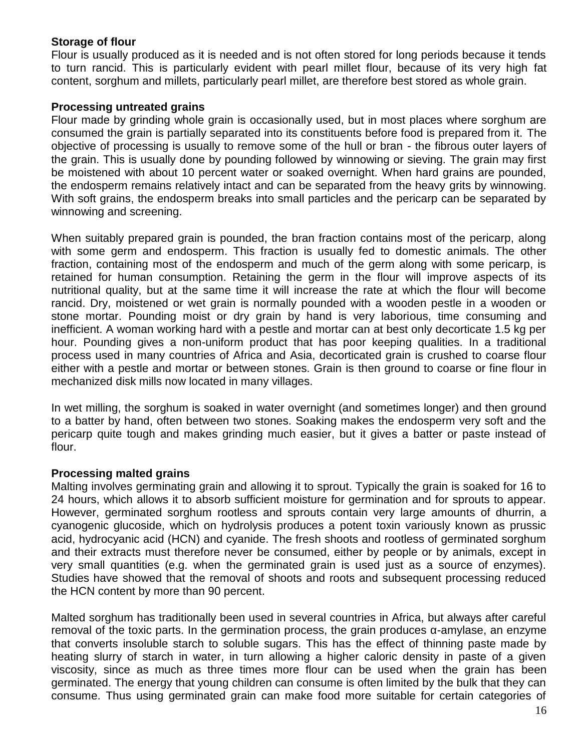**Storage of flour**

Flour is usually produced as it is needed and is not often stored for long periods because it tends to turn rancid. This is particularly evident with pearl millet flour, because of its very high fat content, sorghum and millets, particularly pearl millet, are therefore best stored as whole grain.

**Processing untreated grains**

Flour made by grinding whole grain is occasionally used, but in most places where sorghum are consumed the grain is partially separated into its constituents before food is prepared from it. The objective of processing is usually to remove some of the hull or bran - the fibrous outer layers of the grain. This is usually done by pounding followed by winnowing or sieving. The grain may first be moistened with about 10 percent water or soaked overnight. When hard grains are pounded, the endosperm remains relatively intact and can be separated from the heavy grits by winnowing. With soft grains, the endosperm breaks into small particles and the pericarp can be separated by winnowing and screening.

When suitably prepared grain is pounded, the bran fraction contains most of the pericarp, along with some germ and endosperm. This fraction is usually fed to domestic animals. The other fraction, containing most of the endosperm and much of the germ along with some pericarp, is retained for human consumption. Retaining the germ in the flour will improve aspects of its nutritional quality, but at the same time it will increase the rate at which the flour will become rancid. Dry, moistened or wet grain is normally pounded with a wooden pestle in a wooden or stone mortar. Pounding moist or dry grain by hand is very laborious, time consuming and inefficient. A woman working hard with a pestle and mortar can at best only decorticate 1.5 kg per hour. Pounding gives a non-uniform product that has poor keeping qualities. In a traditional process used in many countries of Africa and Asia, decorticated grain is crushed to coarse flour either with a pestle and mortar or between stones. Grain is then ground to coarse or fine flour in mechanized disk mills now located in many villages.

In wet milling, the sorghum is soaked in water overnight (and sometimes longer) and then ground to a batter by hand, often between two stones. Soaking makes the endosperm very soft and the pericarp quite tough and makes grinding much easier, but it gives a batter or paste instead of flour.

**Processing malted grains**

Malting involves germinating grain and allowing it to sprout. Typically the grain is soaked for 16 to 24 hours, which allows it to absorb sufficient moisture for germination and for sprouts to appear. However, germinated sorghum rootless and sprouts contain very large amounts of dhurrin, a cyanogenic glucoside, which on hydrolysis produces a potent toxin variously known as prussic acid, hydrocyanic acid (HCN) and cyanide. The fresh shoots and rootless of germinated sorghum and their extracts must therefore never be consumed, either by people or by animals, except in very small quantities (e.g. when the germinated grain is used just as a source of enzymes). Studies have showed that the removal of shoots and roots and subsequent processing reduced the HCN content by more than 90 percent.

Malted sorghum has traditionally been used in several countries in Africa, but always after careful removal of the toxic parts. In the germination process, the grain produces α-amylase, an enzyme that converts insoluble starch to soluble sugars. This has the effect of thinning paste made by heating slurry of starch in water, in turn allowing a higher caloric density in paste of a given viscosity, since as much as three times more flour can be used when the grain has been germinated. The energy that young children can consume is often limited by the bulk that they can consume. Thus using germinated grain can make food more suitable for certain categories of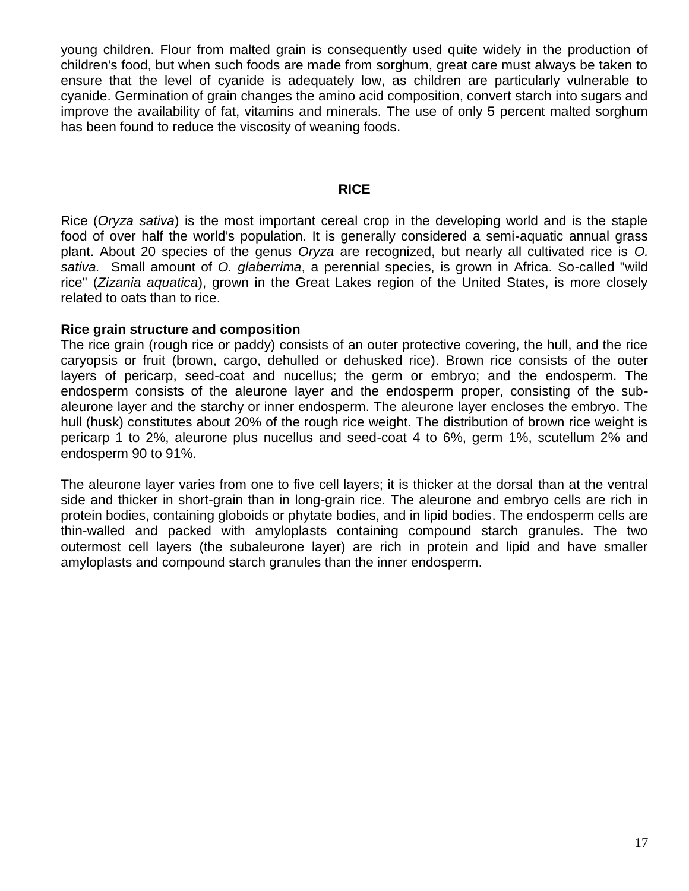young children. Flour from malted grain is consequently used quite widely in the production of children's food, but when such foods are made from sorghum, great care must always be taken to ensure that the level of cyanide is adequately low, as children are particularly vulnerable to cyanide. Germination of grain changes the amino acid composition, convert starch into sugars and improve the availability of fat, vitamins and minerals. The use of only 5 percent malted sorghum has been found to reduce the viscosity of weaning foods.

## RICE

Rice (*Oryza sativa*) is the most important cereal crop in the developing world and is the staple food of over half the world's population. It is generally considered a semi-aquatic annual grass plant. About 20 species of the genus *Oryza* are recognized, but nearly all cultivated rice is *O. sativa.* Small amount of *O. glaberrima*, a perennial species, is grown in Africa. So-called "wild rice" (*Zizania aquatica*), grown in the Great Lakes region of the United States, is more closely related to oats than to rice.

**Rice grain structure and composition**

The rice grain (rough rice or paddy) consists of an outer protective covering, the hull, and the rice caryopsis or fruit (brown, cargo, dehulled or dehusked rice). Brown rice consists of the outer layers of pericarp, seed-coat and nucellus; the germ or embryo; and the endosperm. The endosperm consists of the aleurone layer and the endosperm proper, consisting of the sub-aleurone layer and the starchy or inner endosperm. The aleurone layer encloses the embryo. The hull (husk) constitutes about 20% of the rough rice weight. The distribution of brown rice weight is pericarp 1 to 2%, aleurone plus nucellus and seed-coat 4 to 6%, germ 1%, scutellum 2% and endosperm 90 to 91%.

The aleurone layer varies from one to five cell layers; it is thicker at the dorsal than at the ventral side and thicker in short-grain than in long-grain rice. The aleurone and embryo cells are rich in protein bodies, containing globoids or phytate bodies, and in lipid bodies. The endosperm cells are thin-walled and packed with amyloplasts containing compound starch granules. The two outermost cell layers (the subaleurone layer) are rich in protein and lipid and have smaller amyloplasts and compound starch granules than the inner endosperm.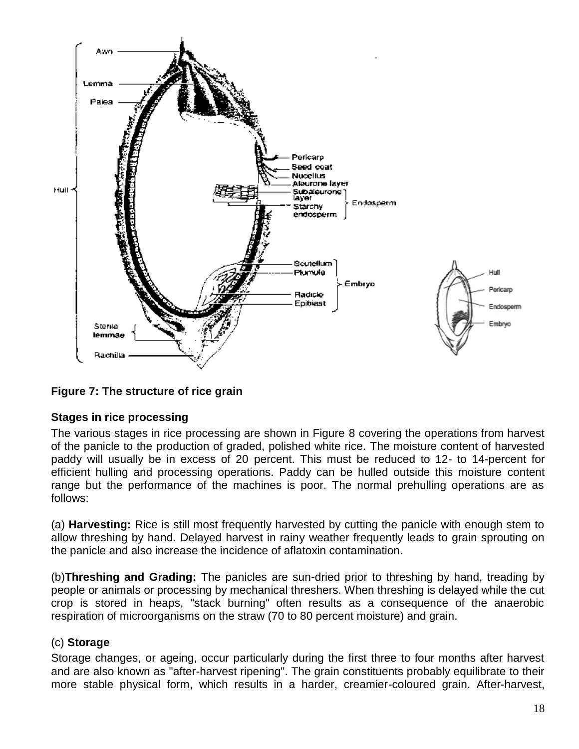**Figure 7: The structure of rice grain**

**Stages in rice processing**

The various stages in rice processing are shown in Figure 8 covering the operations from harvest of the panicle to the production of graded, polished white rice. The moisture content of harvested paddy will usually be in excess of 20 percent. This must be reduced to 12- to 14-percent for efficient hulling and processing operations. Paddy can be hulled outside this moisture content range but the performance of the machines is poor. The normal prehulling operations are as follows:

(a) **Harvesting:** Rice is still most frequently harvested by cutting the panicle with enough stem to allow threshing by hand. Delayed harvest in rainy weather frequently leads to grain sprouting on the panicle and also increase the incidence of aflatoxin contamination.

(b)**Threshing and Grading:** The panicles are sun-dried prior to threshing by hand, treading by people or animals or processing by mechanical threshers. When threshing is delayed while the cut crop is stored in heaps, "stack burning" often results as a consequence of the anaerobic respiration of microorganisms on the straw (70 to 80 percent moisture) and grain.

(c) **Storage**

Storage changes, or ageing, occur particularly during the first three to four months after harvest and are also known as "after-harvest ripening". The grain constituents probably equilibrate to their more stable physical form, which results in a harder, creamier-coloured grain. After-harvest,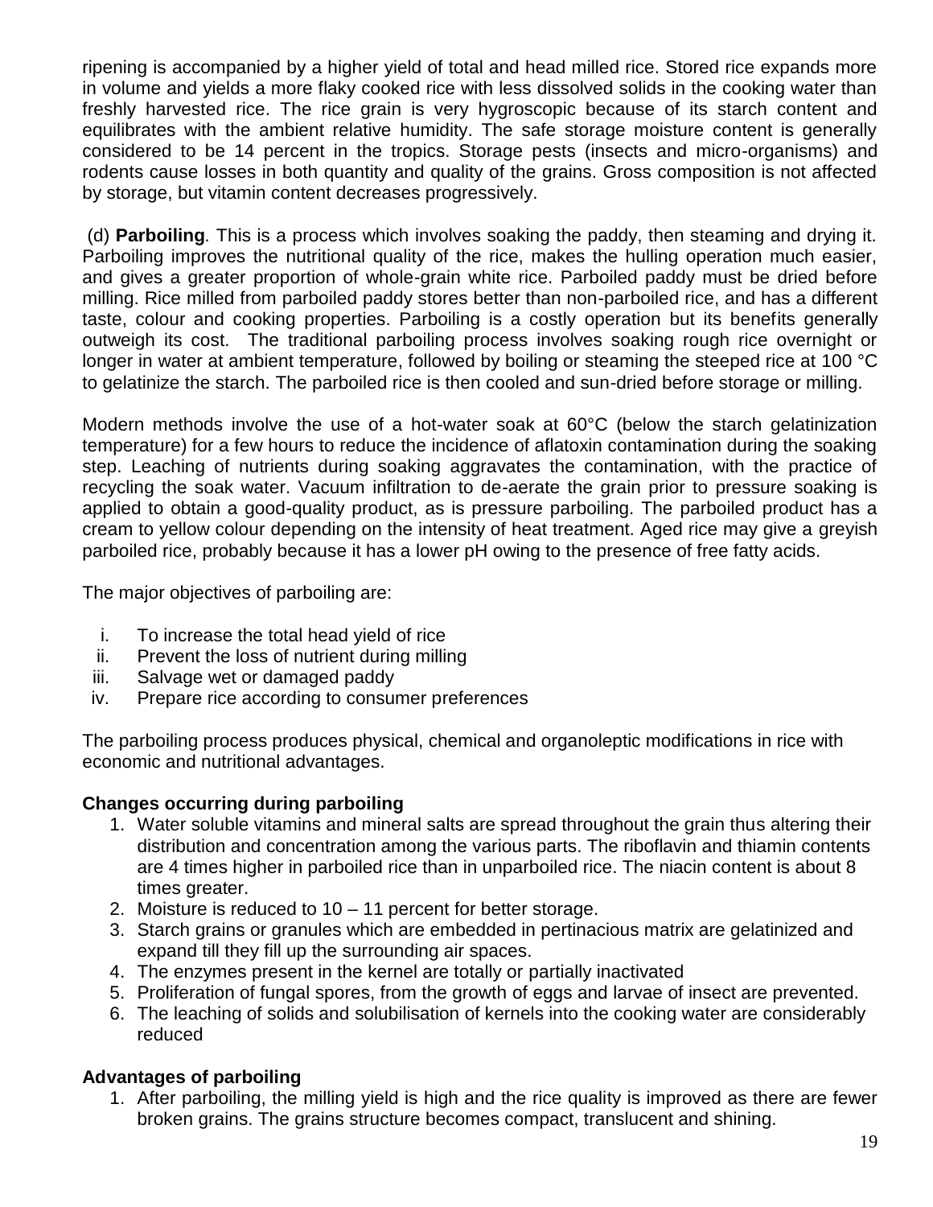ripening is accompanied by a higher yield of total and head milled rice. Stored rice expands more in volume and yields a more flaky cooked rice with less dissolved solids in the cooking water than freshly harvested rice. The rice grain is very hygroscopic because of its starch content and equilibrates with the ambient relative humidity. The safe storage moisture content is generally considered to be 14 percent in the tropics. Storage pests (insects and micro-organisms) and rodents cause losses in both quantity and quality of the grains. Gross composition is not affected by storage, but vitamin content decreases progressively.

(d) **Parboiling**. This is a process which involves soaking the paddy, then steaming and drying it. Parboiling improves the nutritional quality of the rice, makes the hulling operation much easier, and gives a greater proportion of whole-grain white rice. Parboiled paddy must be dried before milling. Rice milled from parboiled paddy stores better than non-parboiled rice, and has a different taste, colour and cooking properties. Parboiling is a costly operation but its benefits generally outweigh its cost. The traditional parboiling process involves soaking rough rice overnight or longer in water at ambient temperature, followed by boiling or steaming the steeped rice at 100 °C to gelatinize the starch. The parboiled rice is then cooled and sun-dried before storage or milling.

Modern methods involve the use of a hot-water soak at 60°C (below the starch gelatinization temperature) for a few hours to reduce the incidence of aflatoxin contamination during the soaking step. Leaching of nutrients during soaking aggravates the contamination, with the practice of recycling the soak water. Vacuum infiltration to de-aerate the grain prior to pressure soaking is applied to obtain a good-quality product, as is pressure parboiling. The parboiled product has a cream to yellow colour depending on the intensity of heat treatment. Aged rice may give a greyish parboiled rice, probably because it has a lower pH owing to the presence of free fatty acids.

The major objectives of parboiling are:

i. To increase the total head yield of rice
ii. Prevent the loss of nutrient during milling
iii. Salvage wet or damaged paddy
iv. Prepare rice according to consumer preferences

The parboiling process produces physical, chemical and organoleptic modifications in rice with economic and nutritional advantages.

**Changes occurring during parboiling**

1. Water soluble vitamins and mineral salts are spread throughout the grain thus altering their distribution and concentration among the various parts. The riboflavin and thiamin contents are 4 times higher in parboiled rice than in unparboiled rice. The niacin content is about 8 times greater.
2. Moisture is reduced to 10 – 11 percent for better storage.
3. Starch grains or granules which are embedded in pertinacious matrix are gelatinized and expand till they fill up the surrounding air spaces.
4. The enzymes present in the kernel are totally or partially inactivated
5. Proliferation of fungal spores, from the growth of eggs and larvae of insect are prevented.
6. The leaching of solids and solubilisation of kernels into the cooking water are considerably reduced

**Advantages of parboiling**

1. After parboiling, the milling yield is high and the rice quality is improved as there are fewer broken grains. The grains structure becomes compact, translucent and shining.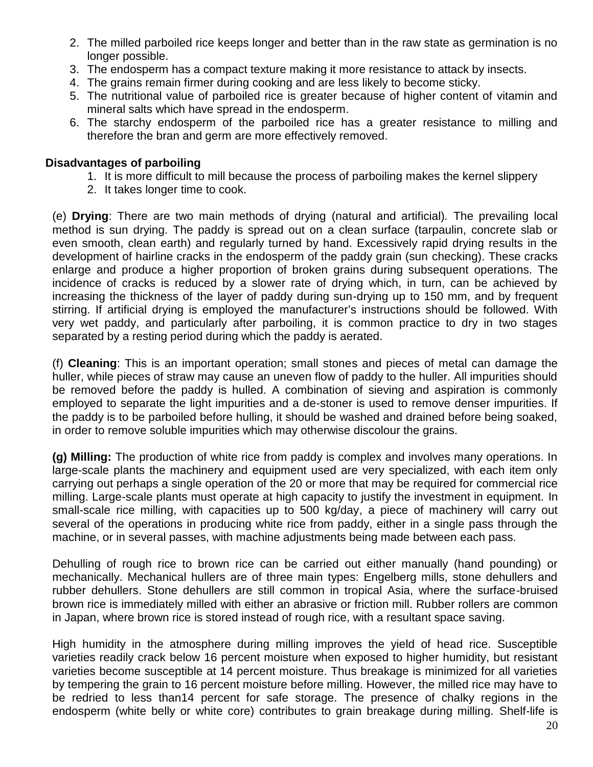2. The milled parboiled rice keeps longer and better than in the raw state as germination is no longer possible.
3. The endosperm has a compact texture making it more resistance to attack by insects.
4. The grains remain firmer during cooking and are less likely to become sticky.
5. The nutritional value of parboiled rice is greater because of higher content of vitamin and mineral salts which have spread in the endosperm.
6. The starchy endosperm of the parboiled rice has a greater resistance to milling and therefore the bran and germ are more effectively removed.

**Disadvantages of parboiling**

1. It is more difficult to mill because the process of parboiling makes the kernel slippery
2. It takes longer time to cook.

(e) **Drying**: There are two main methods of drying (natural and artificial). The prevailing local method is sun drying. The paddy is spread out on a clean surface (tarpaulin, concrete slab or even smooth, clean earth) and regularly turned by hand. Excessively rapid drying results in the development of hairline cracks in the endosperm of the paddy grain (sun checking). These cracks enlarge and produce a higher proportion of broken grains during subsequent operations. The incidence of cracks is reduced by a slower rate of drying which, in turn, can be achieved by increasing the thickness of the layer of paddy during sun-drying up to 150 mm, and by frequent stirring. If artificial drying is employed the manufacturer's instructions should be followed. With very wet paddy, and particularly after parboiling, it is common practice to dry in two stages separated by a resting period during which the paddy is aerated.

(f) **Cleaning**: This is an important operation; small stones and pieces of metal can damage the huller, while pieces of straw may cause an uneven flow of paddy to the huller. All impurities should be removed before the paddy is hulled. A combination of sieving and aspiration is commonly employed to separate the light impurities and a de-stoner is used to remove denser impurities. If the paddy is to be parboiled before hulling, it should be washed and drained before being soaked, in order to remove soluble impurities which may otherwise discolour the grains.

**(g) Milling:** The production of white rice from paddy is complex and involves many operations. In large-scale plants the machinery and equipment used are very specialized, with each item only carrying out perhaps a single operation of the 20 or more that may be required for commercial rice milling. Large-scale plants must operate at high capacity to justify the investment in equipment. In small-scale rice milling, with capacities up to 500 kg/day, a piece of machinery will carry out several of the operations in producing white rice from paddy, either in a single pass through the machine, or in several passes, with machine adjustments being made between each pass.

Dehulling of rough rice to brown rice can be carried out either manually (hand pounding) or mechanically. Mechanical hullers are of three main types: Engelberg mills, stone dehullers and rubber dehullers. Stone dehullers are still common in tropical Asia, where the surface-bruised brown rice is immediately milled with either an abrasive or friction mill. Rubber rollers are common in Japan, where brown rice is stored instead of rough rice, with a resultant space saving.

High humidity in the atmosphere during milling improves the yield of head rice. Susceptible varieties readily crack below 16 percent moisture when exposed to higher humidity, but resistant varieties become susceptible at 14 percent moisture. Thus breakage is minimized for all varieties by tempering the grain to 16 percent moisture before milling. However, the milled rice may have to be redried to less than14 percent for safe storage. The presence of chalky regions in the endosperm (white belly or white core) contributes to grain breakage during milling. Shelf-life is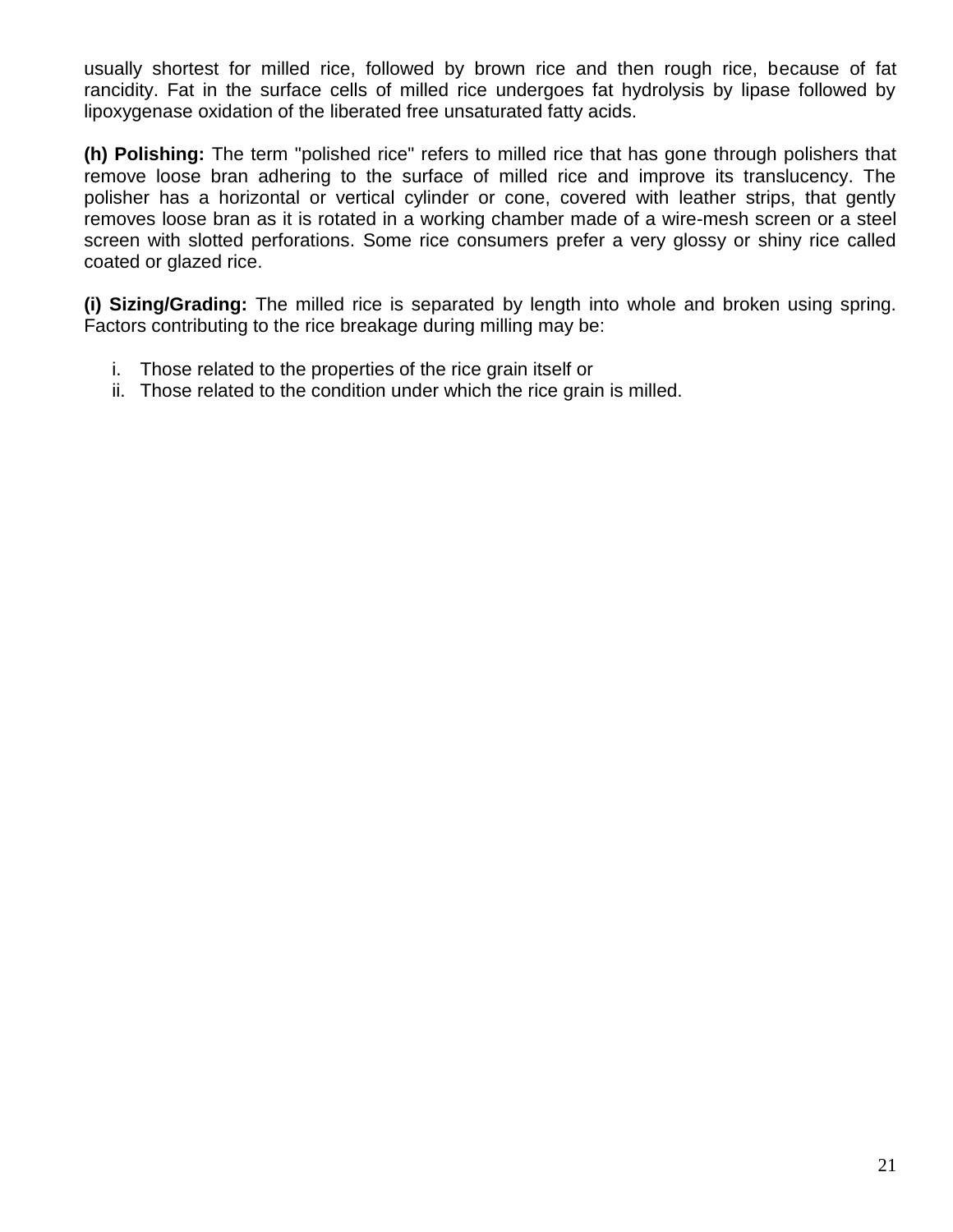usually shortest for milled rice, followed by brown rice and then rough rice, because of fat rancidity. Fat in the surface cells of milled rice undergoes fat hydrolysis by lipase followed by lipoxygenase oxidation of the liberated free unsaturated fatty acids.

**(h) Polishing:** The term "polished rice" refers to milled rice that has gone through polishers that remove loose bran adhering to the surface of milled rice and improve its translucency. The polisher has a horizontal or vertical cylinder or cone, covered with leather strips, that gently removes loose bran as it is rotated in a working chamber made of a wire-mesh screen or a steel screen with slotted perforations. Some rice consumers prefer a very glossy or shiny rice called coated or glazed rice.

**(i) Sizing/Grading:** The milled rice is separated by length into whole and broken using spring. Factors contributing to the rice breakage during milling may be:

i. Those related to the properties of the rice grain itself or
ii. Those related to the condition under which the rice grain is milled.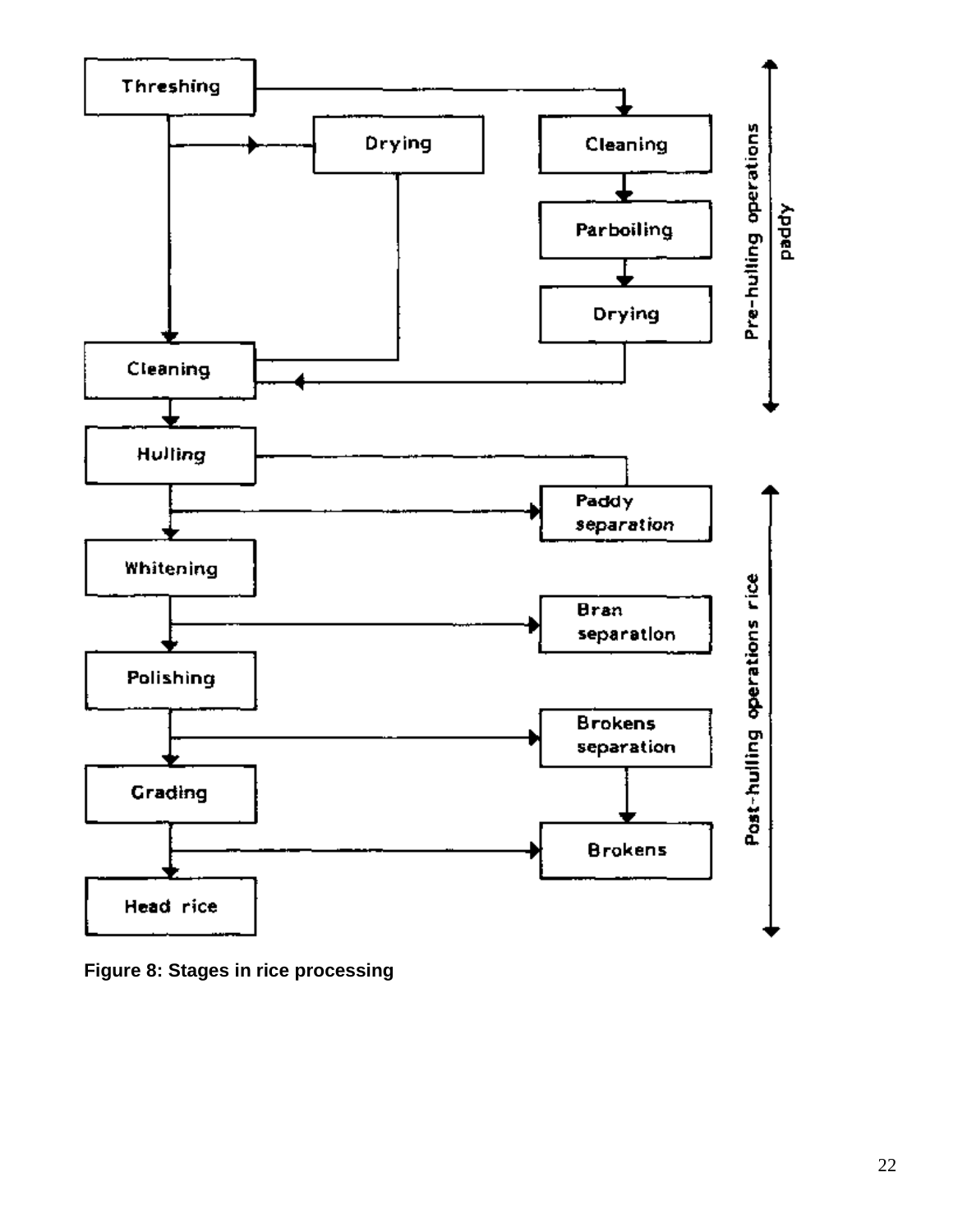Threshing

Drying

Cleaning

Parboiling

Drying

Cleaning

Hulling

Paddy separation

Whitening

Bran separation

Polishing

Brokens separation

Grading

Brokens

Head rice

Pre-hulling operations paddy

Post-hulling operations rice

**Figure 8: Stages in rice processing**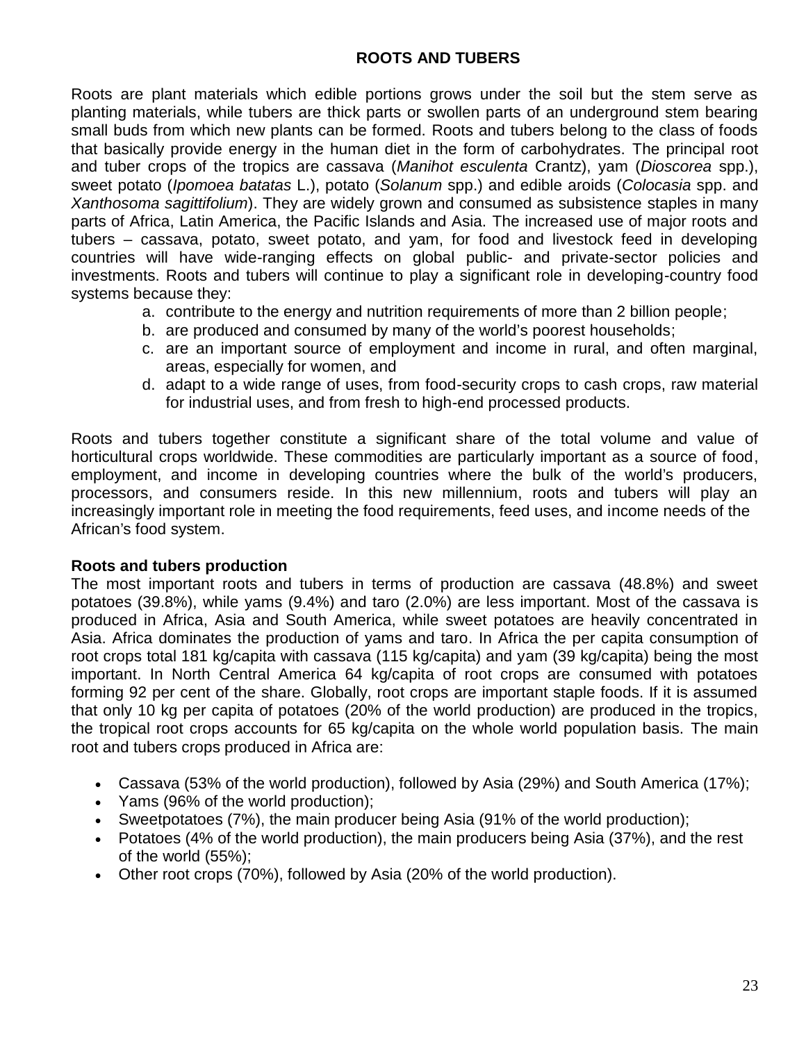# ROOTS AND TUBERS

Roots are plant materials which edible portions grows under the soil but the stem serve as planting materials, while tubers are thick parts or swollen parts of an underground stem bearing small buds from which new plants can be formed. Roots and tubers belong to the class of foods that basically provide energy in the human diet in the form of carbohydrates. The principal root and tuber crops of the tropics are cassava (*Manihot esculenta* Crantz), yam (*Dioscorea* spp.), sweet potato (*Ipomoea batatas* L.), potato (*Solanum* spp.) and edible aroids (*Colocasia* spp. and *Xanthosoma sagittifolium*). They are widely grown and consumed as subsistence staples in many parts of Africa, Latin America, the Pacific Islands and Asia. The increased use of major roots and tubers – cassava, potato, sweet potato, and yam, for food and livestock feed in developing countries will have wide-ranging effects on global public- and private-sector policies and investments. Roots and tubers will continue to play a significant role in developing-country food systems because they:

a. contribute to the energy and nutrition requirements of more than 2 billion people;
b. are produced and consumed by many of the world's poorest households;
c. are an important source of employment and income in rural, and often marginal, areas, especially for women, and
d. adapt to a wide range of uses, from food-security crops to cash crops, raw material for industrial uses, and from fresh to high-end processed products.

Roots and tubers together constitute a significant share of the total volume and value of horticultural crops worldwide. These commodities are particularly important as a source of food, employment, and income in developing countries where the bulk of the world's producers, processors, and consumers reside. In this new millennium, roots and tubers will play an increasingly important role in meeting the food requirements, feed uses, and income needs of the African's food system.

**Roots and tubers production**

The most important roots and tubers in terms of production are cassava (48.8%) and sweet potatoes (39.8%), while yams (9.4%) and taro (2.0%) are less important. Most of the cassava is produced in Africa, Asia and South America, while sweet potatoes are heavily concentrated in Asia. Africa dominates the production of yams and taro. In Africa the per capita consumption of root crops total 181 kg/capita with cassava (115 kg/capita) and yam (39 kg/capita) being the most important. In North Central America 64 kg/capita of root crops are consumed with potatoes forming 92 per cent of the share. Globally, root crops are important staple foods. If it is assumed that only 10 kg per capita of potatoes (20% of the world production) are produced in the tropics, the tropical root crops accounts for 65 kg/capita on the whole world population basis. The main root and tubers crops produced in Africa are:

- Cassava (53% of the world production), followed by Asia (29%) and South America (17%);
- Yams (96% of the world production);
- Sweetpotatoes (7%), the main producer being Asia (91% of the world production);
- Potatoes (4% of the world production), the main producers being Asia (37%), and the rest of the world (55%);
- Other root crops (70%), followed by Asia (20% of the world production).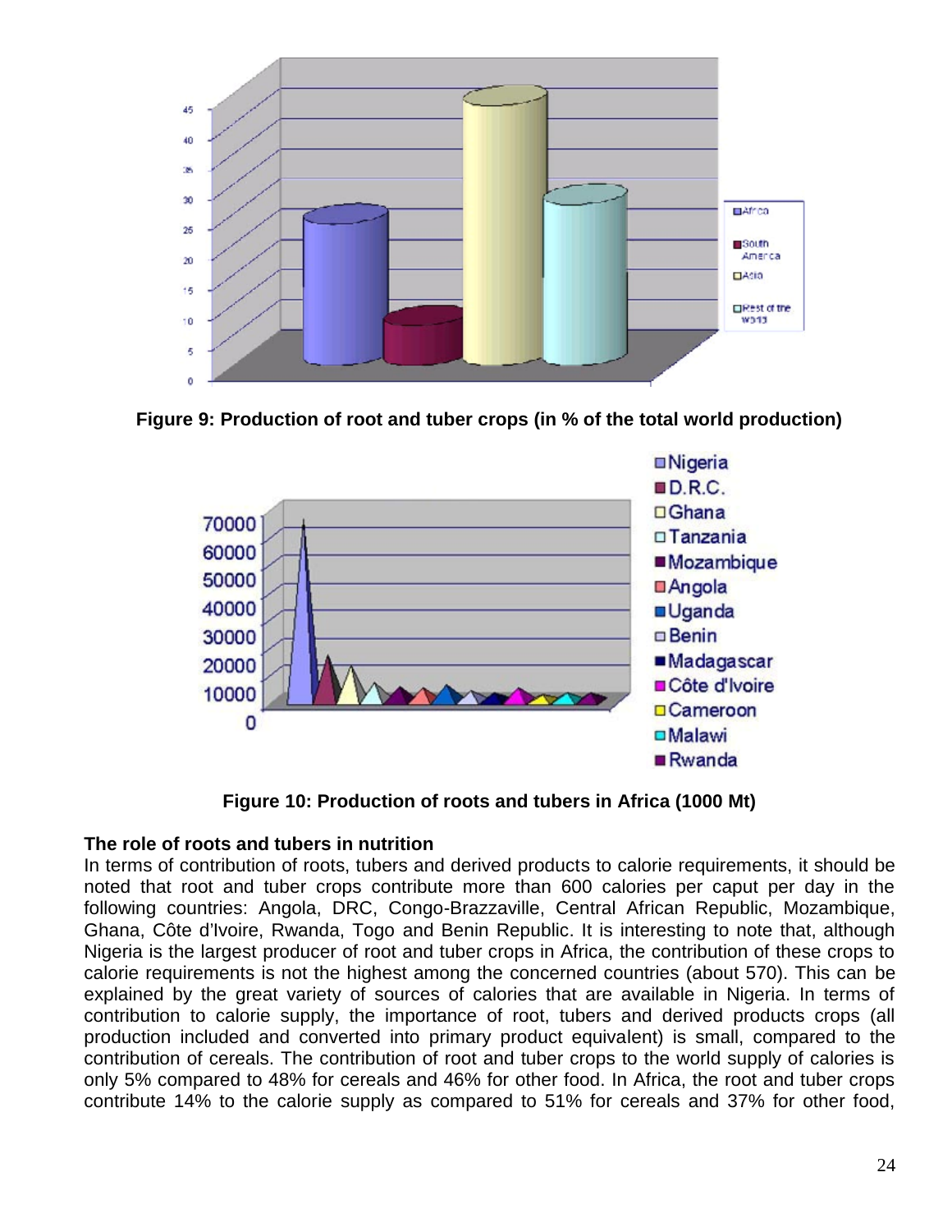**Figure 9: Production of root and tuber crops (in % of the total world production)**

**Figure 10: Production of roots and tubers in Africa (1000 Mt)**

**The role of roots and tubers in nutrition**

In terms of contribution of roots, tubers and derived products to calorie requirements, it should be noted that root and tuber crops contribute more than 600 calories per caput per day in the following countries: Angola, DRC, Congo-Brazzaville, Central African Republic, Mozambique, Ghana, Côte d'Ivoire, Rwanda, Togo and Benin Republic. It is interesting to note that, although Nigeria is the largest producer of root and tuber crops in Africa, the contribution of these crops to calorie requirements is not the highest among the concerned countries (about 570). This can be explained by the great variety of sources of calories that are available in Nigeria. In terms of contribution to calorie supply, the importance of root, tubers and derived products crops (all production included and converted into primary product equivalent) is small, compared to the contribution of cereals. The contribution of root and tuber crops to the world supply of calories is only 5% compared to 48% for cereals and 46% for other food. In Africa, the root and tuber crops contribute 14% to the calorie supply as compared to 51% for cereals and 37% for other food,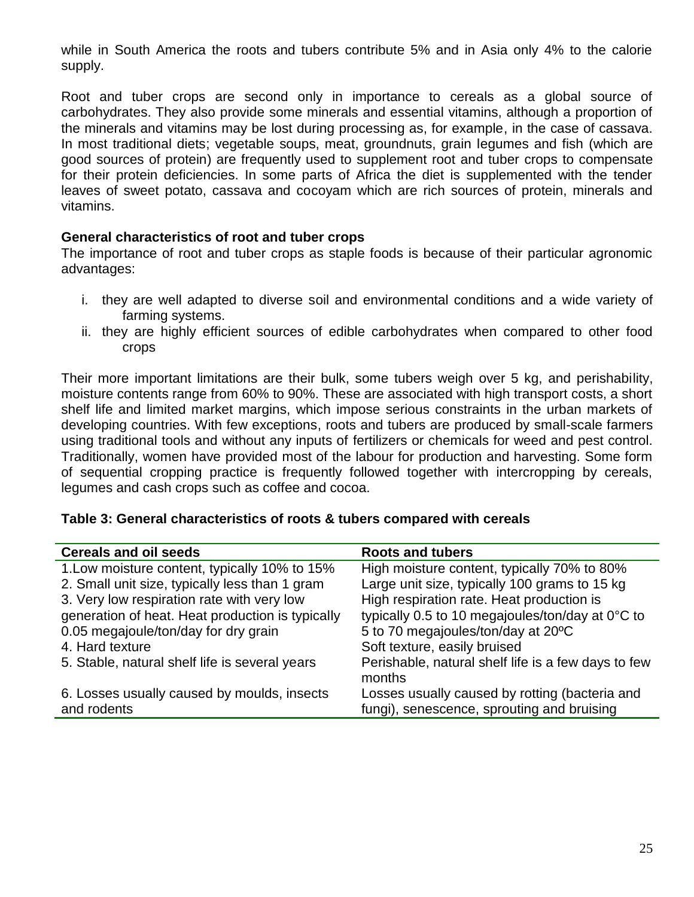while in South America the roots and tubers contribute 5% and in Asia only 4% to the calorie supply.

Root and tuber crops are second only in importance to cereals as a global source of carbohydrates. They also provide some minerals and essential vitamins, although a proportion of the minerals and vitamins may be lost during processing as, for example, in the case of cassava. In most traditional diets; vegetable soups, meat, groundnuts, grain legumes and fish (which are good sources of protein) are frequently used to supplement root and tuber crops to compensate for their protein deficiencies. In some parts of Africa the diet is supplemented with the tender leaves of sweet potato, cassava and cocoyam which are rich sources of protein, minerals and vitamins.

**General characteristics of root and tuber crops**

The importance of root and tuber crops as staple foods is because of their particular agronomic advantages:

i. they are well adapted to diverse soil and environmental conditions and a wide variety of farming systems.
ii. they are highly efficient sources of edible carbohydrates when compared to other food crops

Their more important limitations are their bulk, some tubers weigh over 5 kg, and perishability, moisture contents range from 60% to 90%. These are associated with high transport costs, a short shelf life and limited market margins, which impose serious constraints in the urban markets of developing countries. With few exceptions, roots and tubers are produced by small-scale farmers using traditional tools and without any inputs of fertilizers or chemicals for weed and pest control. Traditionally, women have provided most of the labour for production and harvesting. Some form of sequential cropping practice is frequently followed together with intercropping by cereals, legumes and cash crops such as coffee and cocoa.

**Table 3: General characteristics of roots & tubers compared with cereals**

| Cereals and oil seeds | Roots and tubers |
|---|---|
| 1.Low moisture content, typically 10% to 15% | High moisture content, typically 70% to 80% |
| 2. Small unit size, typically less than 1 gram | Large unit size, typically 100 grams to 15 kg |
| 3. Very low respiration rate with very low generation of heat. Heat production is typically 0.05 megajoule/ton/day for dry grain | High respiration rate. Heat production is typically 0.5 to 10 megajoules/ton/day at 0°C to 5 to 70 megajoules/ton/day at 20ºC |
| 4. Hard texture | Soft texture, easily bruised |
| 5. Stable, natural shelf life is several years | Perishable, natural shelf life is a few days to few months |
| 6. Losses usually caused by moulds, insects and rodents | Losses usually caused by rotting (bacteria and fungi), senescence, sprouting and bruising |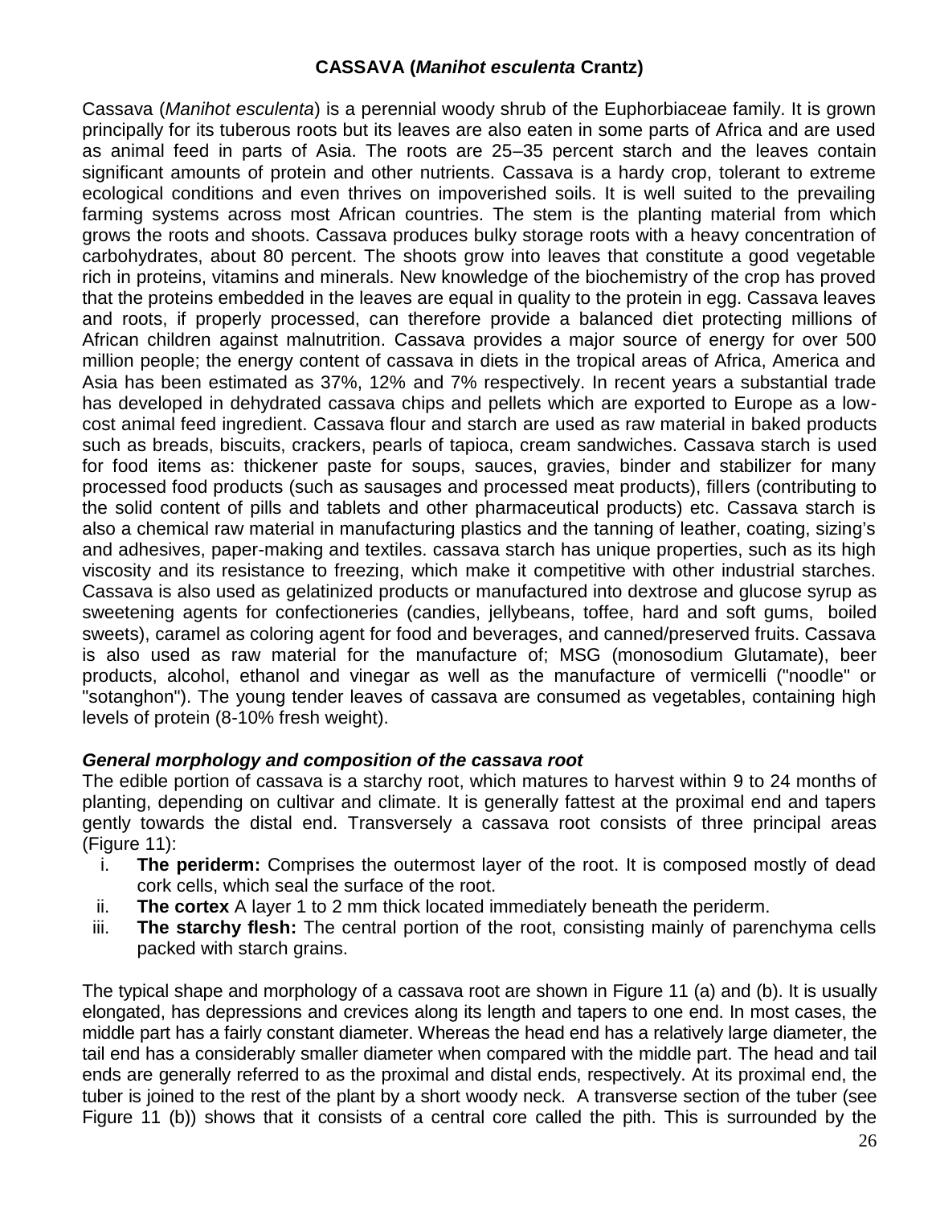## CASSAVA (*Manihot esculenta* Crantz)

Cassava (*Manihot esculenta*) is a perennial woody shrub of the Euphorbiaceae family. It is grown principally for its tuberous roots but its leaves are also eaten in some parts of Africa and are used as animal feed in parts of Asia. The roots are 25–35 percent starch and the leaves contain significant amounts of protein and other nutrients. Cassava is a hardy crop, tolerant to extreme ecological conditions and even thrives on impoverished soils. It is well suited to the prevailing farming systems across most African countries. The stem is the planting material from which grows the roots and shoots. Cassava produces bulky storage roots with a heavy concentration of carbohydrates, about 80 percent. The shoots grow into leaves that constitute a good vegetable rich in proteins, vitamins and minerals. New knowledge of the biochemistry of the crop has proved that the proteins embedded in the leaves are equal in quality to the protein in egg. Cassava leaves and roots, if properly processed, can therefore provide a balanced diet protecting millions of African children against malnutrition. Cassava provides a major source of energy for over 500 million people; the energy content of cassava in diets in the tropical areas of Africa, America and Asia has been estimated as 37%, 12% and 7% respectively. In recent years a substantial trade has developed in dehydrated cassava chips and pellets which are exported to Europe as a low-cost animal feed ingredient. Cassava flour and starch are used as raw material in baked products such as breads, biscuits, crackers, pearls of tapioca, cream sandwiches. Cassava starch is used for food items as: thickener paste for soups, sauces, gravies, binder and stabilizer for many processed food products (such as sausages and processed meat products), fillers (contributing to the solid content of pills and tablets and other pharmaceutical products) etc. Cassava starch is also a chemical raw material in manufacturing plastics and the tanning of leather, coating, sizing's and adhesives, paper-making and textiles. cassava starch has unique properties, such as its high viscosity and its resistance to freezing, which make it competitive with other industrial starches. Cassava is also used as gelatinized products or manufactured into dextrose and glucose syrup as sweetening agents for confectioneries (candies, jellybeans, toffee, hard and soft gums, boiled sweets), caramel as coloring agent for food and beverages, and canned/preserved fruits. Cassava is also used as raw material for the manufacture of; MSG (monosodium Glutamate), beer products, alcohol, ethanol and vinegar as well as the manufacture of vermicelli ("noodle" or "sotanghon"). The young tender leaves of cassava are consumed as vegetables, containing high levels of protein (8-10% fresh weight).

### *General morphology and composition of the cassava root*

The edible portion of cassava is a starchy root, which matures to harvest within 9 to 24 months of planting, depending on cultivar and climate. It is generally fattest at the proximal end and tapers gently towards the distal end. Transversely a cassava root consists of three principal areas (Figure 11):

i. **The periderm:** Comprises the outermost layer of the root. It is composed mostly of dead cork cells, which seal the surface of the root.
ii. **The cortex** A layer 1 to 2 mm thick located immediately beneath the periderm.
iii. **The starchy flesh:** The central portion of the root, consisting mainly of parenchyma cells packed with starch grains.

The typical shape and morphology of a cassava root are shown in Figure 11 (a) and (b). It is usually elongated, has depressions and crevices along its length and tapers to one end. In most cases, the middle part has a fairly constant diameter. Whereas the head end has a relatively large diameter, the tail end has a considerably smaller diameter when compared with the middle part. The head and tail ends are generally referred to as the proximal and distal ends, respectively. At its proximal end, the tuber is joined to the rest of the plant by a short woody neck. A transverse section of the tuber (see Figure 11 (b)) shows that it consists of a central core called the pith. This is surrounded by the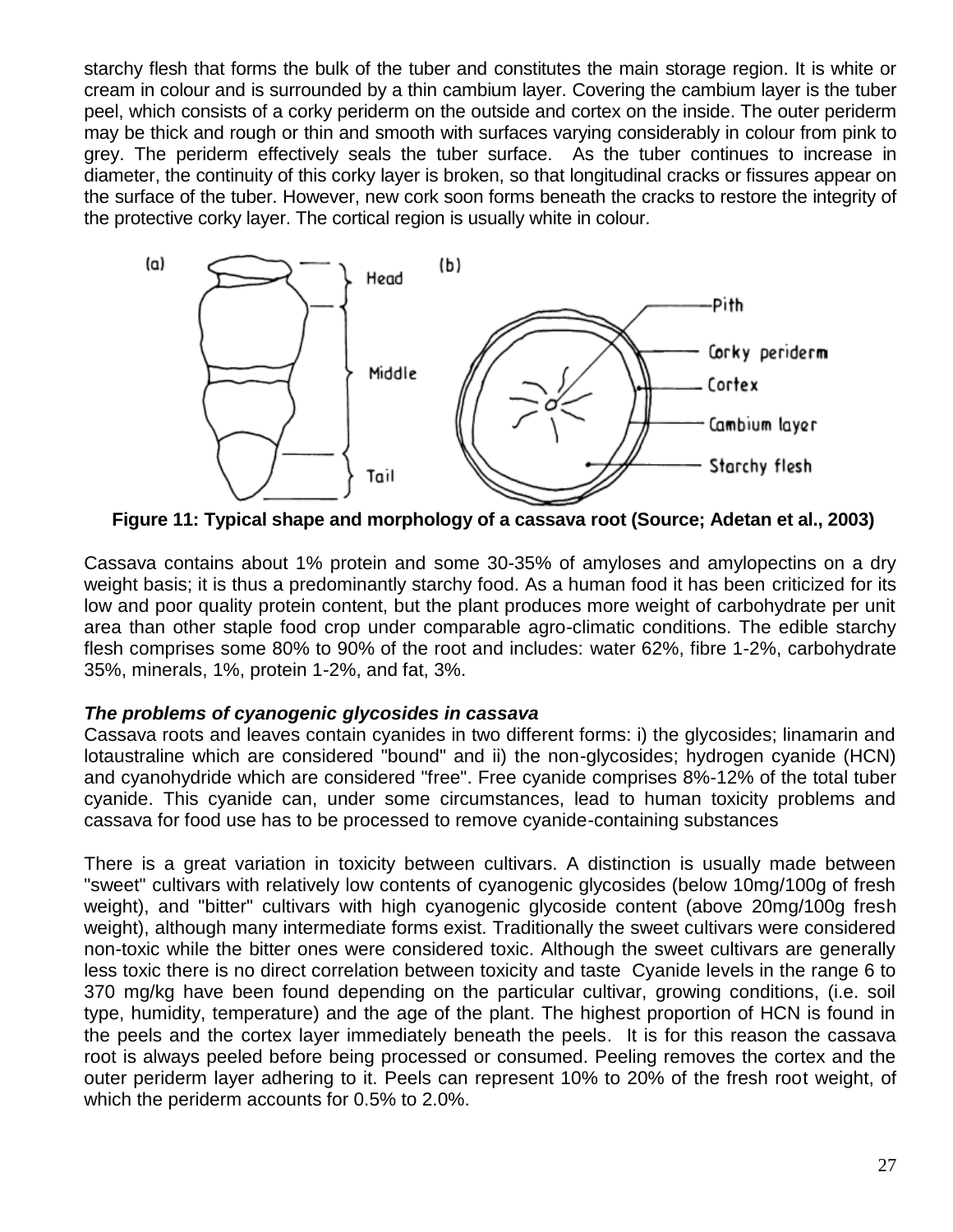starchy flesh that forms the bulk of the tuber and constitutes the main storage region. It is white or cream in colour and is surrounded by a thin cambium layer. Covering the cambium layer is the tuber peel, which consists of a corky periderm on the outside and cortex on the inside. The outer periderm may be thick and rough or thin and smooth with surfaces varying considerably in colour from pink to grey. The periderm effectively seals the tuber surface. As the tuber continues to increase in diameter, the continuity of this corky layer is broken, so that longitudinal cracks or fissures appear on the surface of the tuber. However, new cork soon forms beneath the cracks to restore the integrity of the protective corky layer. The cortical region is usually white in colour.

**Figure 11: Typical shape and morphology of a cassava root (Source; Adetan et al., 2003)**

Cassava contains about 1% protein and some 30-35% of amyloses and amylopectins on a dry weight basis; it is thus a predominantly starchy food. As a human food it has been criticized for its low and poor quality protein content, but the plant produces more weight of carbohydrate per unit area than other staple food crop under comparable agro-climatic conditions. The edible starchy flesh comprises some 80% to 90% of the root and includes: water 62%, fibre 1-2%, carbohydrate 35%, minerals, 1%, protein 1-2%, and fat, 3%.

***The problems of cyanogenic glycosides in cassava***

Cassava roots and leaves contain cyanides in two different forms: i) the glycosides; linamarin and lotaustraline which are considered "bound" and ii) the non-glycosides; hydrogen cyanide (HCN) and cyanohydride which are considered "free". Free cyanide comprises 8%-12% of the total tuber cyanide. This cyanide can, under some circumstances, lead to human toxicity problems and cassava for food use has to be processed to remove cyanide-containing substances

There is a great variation in toxicity between cultivars. A distinction is usually made between "sweet" cultivars with relatively low contents of cyanogenic glycosides (below 10mg/100g of fresh weight), and "bitter" cultivars with high cyanogenic glycoside content (above 20mg/100g fresh weight), although many intermediate forms exist. Traditionally the sweet cultivars were considered non-toxic while the bitter ones were considered toxic. Although the sweet cultivars are generally less toxic there is no direct correlation between toxicity and taste Cyanide levels in the range 6 to 370 mg/kg have been found depending on the particular cultivar, growing conditions, (i.e. soil type, humidity, temperature) and the age of the plant. The highest proportion of HCN is found in the peels and the cortex layer immediately beneath the peels. It is for this reason the cassava root is always peeled before being processed or consumed. Peeling removes the cortex and the outer periderm layer adhering to it. Peels can represent 10% to 20% of the fresh root weight, of which the periderm accounts for 0.5% to 2.0%.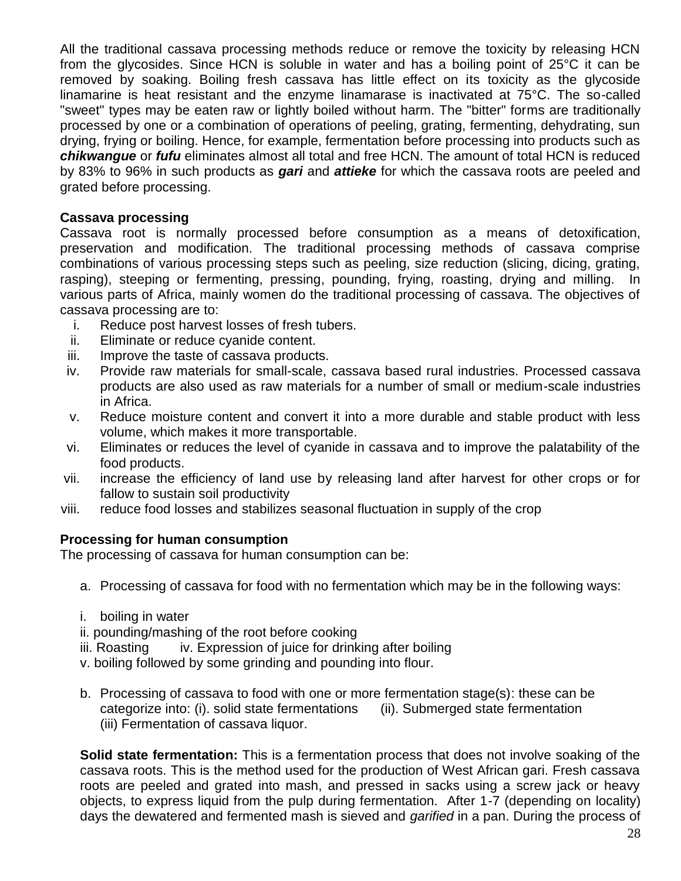All the traditional cassava processing methods reduce or remove the toxicity by releasing HCN from the glycosides. Since HCN is soluble in water and has a boiling point of 25°C it can be removed by soaking. Boiling fresh cassava has little effect on its toxicity as the glycoside linamarine is heat resistant and the enzyme linamarase is inactivated at 75°C. The so-called "sweet" types may be eaten raw or lightly boiled without harm. The "bitter" forms are traditionally processed by one or a combination of operations of peeling, grating, fermenting, dehydrating, sun drying, frying or boiling. Hence, for example, fermentation before processing into products such as ***chikwangue*** or ***fufu*** eliminates almost all total and free HCN. The amount of total HCN is reduced by 83% to 96% in such products as ***gari*** and ***attieke*** for which the cassava roots are peeled and grated before processing.

**Cassava processing**

Cassava root is normally processed before consumption as a means of detoxification, preservation and modification. The traditional processing methods of cassava comprise combinations of various processing steps such as peeling, size reduction (slicing, dicing, grating, rasping), steeping or fermenting, pressing, pounding, frying, roasting, drying and milling. In various parts of Africa, mainly women do the traditional processing of cassava. The objectives of cassava processing are to:

i. Reduce post harvest losses of fresh tubers.
ii. Eliminate or reduce cyanide content.
iii. Improve the taste of cassava products.
iv. Provide raw materials for small-scale, cassava based rural industries. Processed cassava products are also used as raw materials for a number of small or medium-scale industries in Africa.
v. Reduce moisture content and convert it into a more durable and stable product with less volume, which makes it more transportable.
vi. Eliminates or reduces the level of cyanide in cassava and to improve the palatability of the food products.
vii. increase the efficiency of land use by releasing land after harvest for other crops or for fallow to sustain soil productivity
viii. reduce food losses and stabilizes seasonal fluctuation in supply of the crop

**Processing for human consumption**

The processing of cassava for human consumption can be:

a. Processing of cassava for food with no fermentation which may be in the following ways:

i. boiling in water
ii. pounding/mashing of the root before cooking
iii. Roasting iv. Expression of juice for drinking after boiling
v. boiling followed by some grinding and pounding into flour.

b. Processing of cassava to food with one or more fermentation stage(s): these can be categorize into: (i). solid state fermentations (ii). Submerged state fermentation (iii) Fermentation of cassava liquor.

**Solid state fermentation:** This is a fermentation process that does not involve soaking of the cassava roots. This is the method used for the production of West African gari. Fresh cassava roots are peeled and grated into mash, and pressed in sacks using a screw jack or heavy objects, to express liquid from the pulp during fermentation. After 1-7 (depending on locality) days the dewatered and fermented mash is sieved and *garified* in a pan. During the process of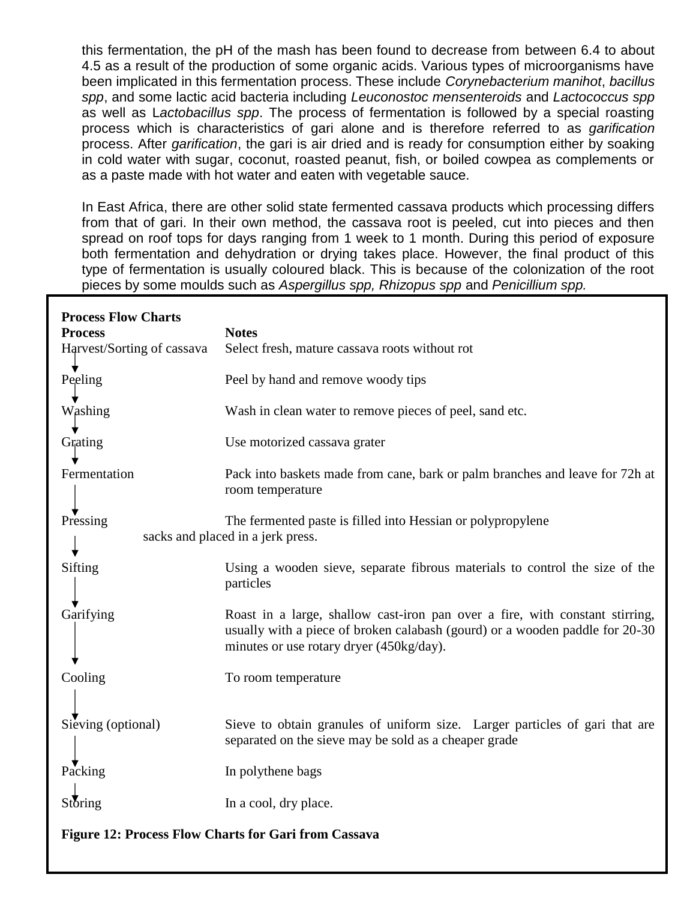this fermentation, the pH of the mash has been found to decrease from between 6.4 to about 4.5 as a result of the production of some organic acids. Various types of microorganisms have been implicated in this fermentation process. These include *Corynebacterium manihot*, *bacillus spp*, and some lactic acid bacteria including *Leuconostoc mensenteroids* and *Lactococcus spp* as well as L*actobacillus spp*. The process of fermentation is followed by a special roasting process which is characteristics of gari alone and is therefore referred to as *garification* process. After *garification*, the gari is air dried and is ready for consumption either by soaking in cold water with sugar, coconut, roasted peanut, fish, or boiled cowpea as complements or as a paste made with hot water and eaten with vegetable sauce.

In East Africa, there are other solid state fermented cassava products which processing differs from that of gari. In their own method, the cassava root is peeled, cut into pieces and then spread on roof tops for days ranging from 1 week to 1 month. During this period of exposure both fermentation and dehydration or drying takes place. However, the final product of this type of fermentation is usually coloured black. This is because of the colonization of the root pieces by some moulds such as *Aspergillus spp, Rhizopus spp* and *Penicillium spp.*

**Process Flow Charts**

| **Process** | **Notes** |
|---|---|
| Harvest/Sorting of cassava ↓ | Select fresh, mature cassava roots without rot |
| Peeling ↓ | Peel by hand and remove woody tips |
| Washing ↓ | Wash in clean water to remove pieces of peel, sand etc. |
| Grating ↓ | Use motorized cassava grater |
| Fermentation ↓ | Pack into baskets made from cane, bark or palm branches and leave for 72h at room temperature |
| Pressing ↓ | The fermented paste is filled into Hessian or polypropylene sacks and placed in a jerk press. |
| Sifting ↓ | Using a wooden sieve, separate fibrous materials to control the size of the particles |
| Garifying ↓ | Roast in a large, shallow cast-iron pan over a fire, with constant stirring, usually with a piece of broken calabash (gourd) or a wooden paddle for 20-30 minutes or use rotary dryer (450kg/day). |
| Cooling ↓ | To room temperature |
| Sieving (optional) ↓ | Sieve to obtain granules of uniform size. Larger particles of gari that are separated on the sieve may be sold as a cheaper grade |
| Packing ↓ | In polythene bags |
| Storing | In a cool, dry place. |

**Figure 12: Process Flow Charts for Gari from Cassava**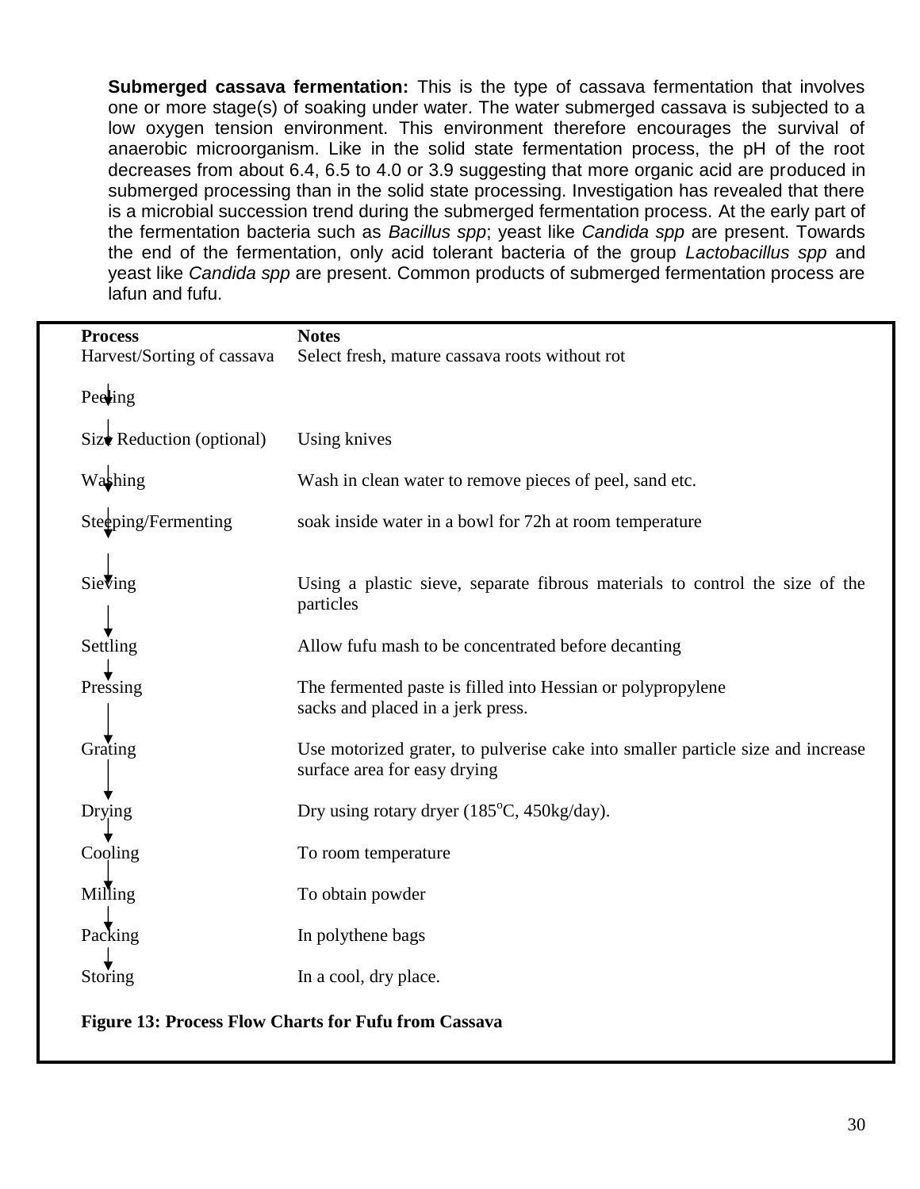**Submerged cassava fermentation:** This is the type of cassava fermentation that involves one or more stage(s) of soaking under water. The water submerged cassava is subjected to a low oxygen tension environment. This environment therefore encourages the survival of anaerobic microorganism. Like in the solid state fermentation process, the pH of the root decreases from about 6.4, 6.5 to 4.0 or 3.9 suggesting that more organic acid are produced in submerged processing than in the solid state processing. Investigation has revealed that there is a microbial succession trend during the submerged fermentation process. At the early part of the fermentation bacteria such as *Bacillus spp*; yeast like *Candida spp* are present. Towards the end of the fermentation, only acid tolerant bacteria of the group *Lactobacillus spp* and yeast like *Candida spp* are present. Common products of submerged fermentation process are lafun and fufu.

| Process | Notes |
|---|---|
| Harvest/Sorting of cassava | Select fresh, mature cassava roots without rot |
| ↓ Peeling | |
| ↓ Size Reduction (optional) | Using knives |
| ↓ Washing | Wash in clean water to remove pieces of peel, sand etc. |
| ↓ Steeping/Fermenting | soak inside water in a bowl for 72h at room temperature |
| ↓ Sieving | Using a plastic sieve, separate fibrous materials to control the size of the particles |
| ↓ Settling | Allow fufu mash to be concentrated before decanting |
| ↓ Pressing | The fermented paste is filled into Hessian or polypropylene sacks and placed in a jerk press. |
| ↓ Grating | Use motorized grater, to pulverise cake into smaller particle size and increase surface area for easy drying |
| ↓ Drying | Dry using rotary dryer (185°C, 450kg/day). |
| ↓ Cooling | To room temperature |
| ↓ Milling | To obtain powder |
| ↓ Packing | In polythene bags |
| ↓ Storing | In a cool, dry place. |

**Figure 13: Process Flow Charts for Fufu from Cassava**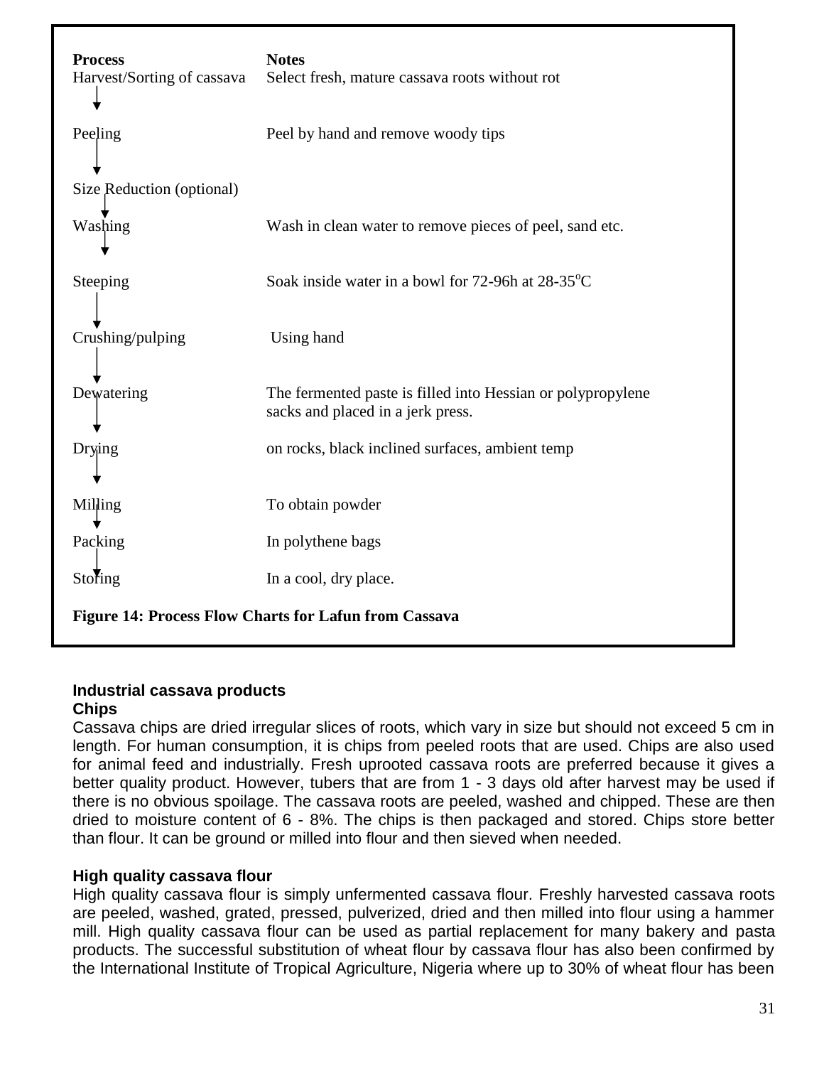| Process | Notes |
|---|---|
| Harvest/Sorting of cassava | Select fresh, mature cassava roots without rot |
| ↓ Peeling | Peel by hand and remove woody tips |
| ↓ Size Reduction (optional) | |
| ↓ Washing | Wash in clean water to remove pieces of peel, sand etc. |
| ↓ Steeping | Soak inside water in a bowl for 72-96h at 28-35°C |
| ↓ Crushing/pulping | Using hand |
| ↓ Dewatering | The fermented paste is filled into Hessian or polypropylene sacks and placed in a jerk press. |
| ↓ Drying | on rocks, black inclined surfaces, ambient temp |
| ↓ Milling | To obtain powder |
| ↓ Packing | In polythene bags |
| ↓ Storing | In a cool, dry place. |

**Figure 14: Process Flow Charts for Lafun from Cassava**

## Industrial cassava products

### Chips

Cassava chips are dried irregular slices of roots, which vary in size but should not exceed 5 cm in length. For human consumption, it is chips from peeled roots that are used. Chips are also used for animal feed and industrially. Fresh uprooted cassava roots are preferred because it gives a better quality product. However, tubers that are from 1 - 3 days old after harvest may be used if there is no obvious spoilage. The cassava roots are peeled, washed and chipped. These are then dried to moisture content of 6 - 8%. The chips is then packaged and stored. Chips store better than flour. It can be ground or milled into flour and then sieved when needed.

### High quality cassava flour

High quality cassava flour is simply unfermented cassava flour. Freshly harvested cassava roots are peeled, washed, grated, pressed, pulverized, dried and then milled into flour using a hammer mill. High quality cassava flour can be used as partial replacement for many bakery and pasta products. The successful substitution of wheat flour by cassava flour has also been confirmed by the International Institute of Tropical Agriculture, Nigeria where up to 30% of wheat flour has been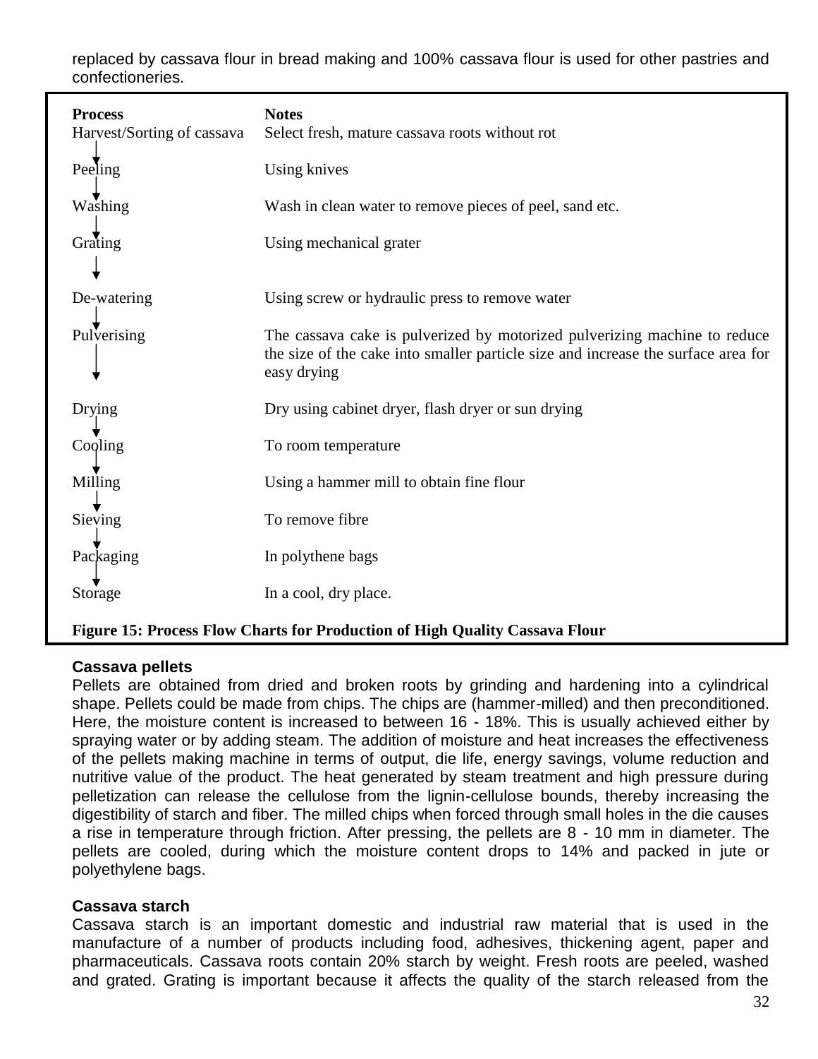replaced by cassava flour in bread making and 100% cassava flour is used for other pastries and confectioneries.

| Process | Notes |
|---|---|
| Harvest/Sorting of cassava | Select fresh, mature cassava roots without rot |
| ↓ Peeling | Using knives |
| ↓ Washing | Wash in clean water to remove pieces of peel, sand etc. |
| ↓ Grating | Using mechanical grater |
| ↓ De-watering | Using screw or hydraulic press to remove water |
| ↓ Pulverising | The cassava cake is pulverized by motorized pulverizing machine to reduce the size of the cake into smaller particle size and increase the surface area for easy drying |
| ↓ Drying | Dry using cabinet dryer, flash dryer or sun drying |
| ↓ Cooling | To room temperature |
| ↓ Milling | Using a hammer mill to obtain fine flour |
| ↓ Sieving | To remove fibre |
| ↓ Packaging | In polythene bags |
| ↓ Storage | In a cool, dry place. |

**Figure 15: Process Flow Charts for Production of High Quality Cassava Flour**

**Cassava pellets**

Pellets are obtained from dried and broken roots by grinding and hardening into a cylindrical shape. Pellets could be made from chips. The chips are (hammer-milled) and then preconditioned. Here, the moisture content is increased to between 16 - 18%. This is usually achieved either by spraying water or by adding steam. The addition of moisture and heat increases the effectiveness of the pellets making machine in terms of output, die life, energy savings, volume reduction and nutritive value of the product. The heat generated by steam treatment and high pressure during pelletization can release the cellulose from the lignin-cellulose bounds, thereby increasing the digestibility of starch and fiber. The milled chips when forced through small holes in the die causes a rise in temperature through friction. After pressing, the pellets are 8 - 10 mm in diameter. The pellets are cooled, during which the moisture content drops to 14% and packed in jute or polyethylene bags.

**Cassava starch**

Cassava starch is an important domestic and industrial raw material that is used in the manufacture of a number of products including food, adhesives, thickening agent, paper and pharmaceuticals. Cassava roots contain 20% starch by weight. Fresh roots are peeled, washed and grated. Grating is important because it affects the quality of the starch released from the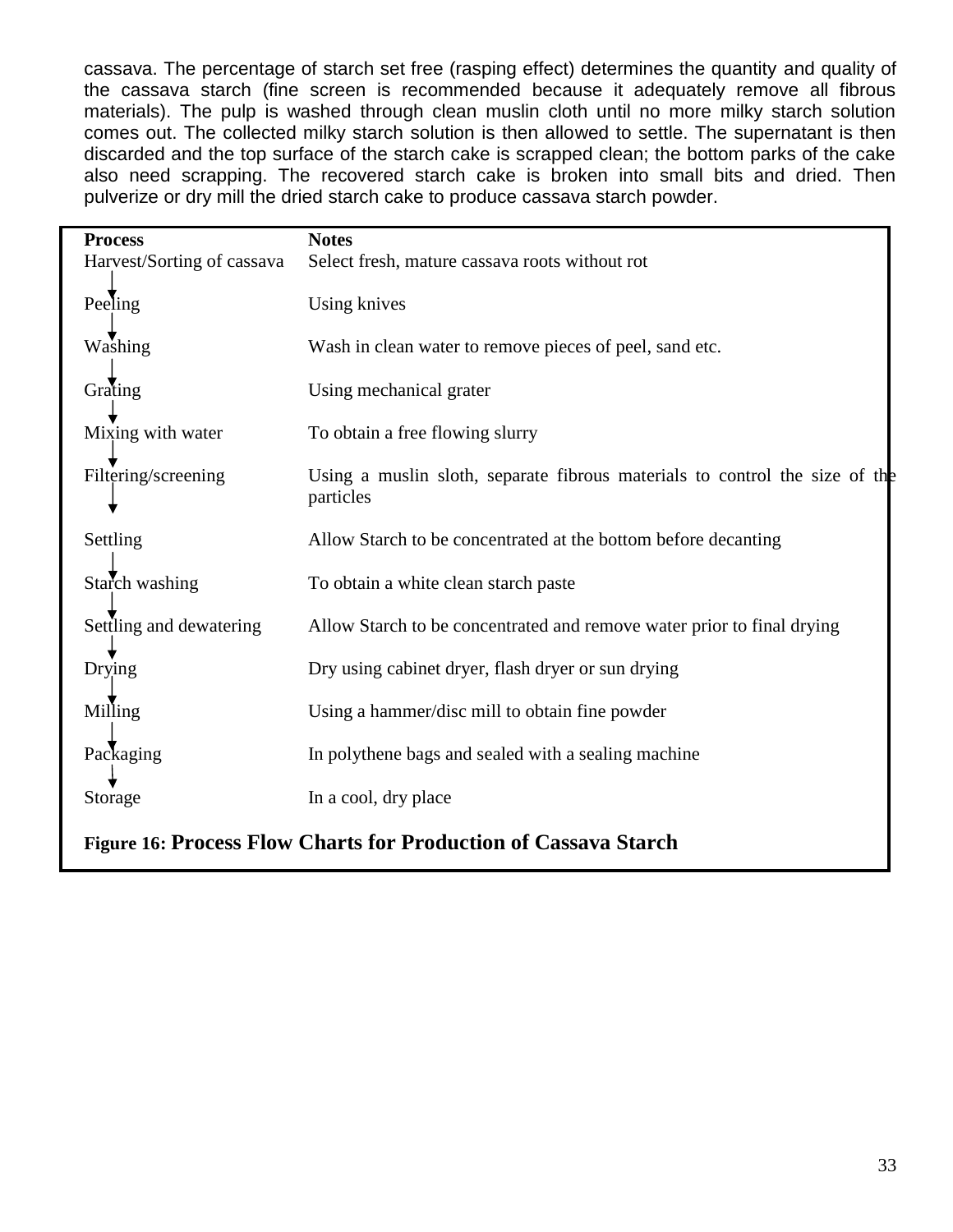cassava. The percentage of starch set free (rasping effect) determines the quantity and quality of the cassava starch (fine screen is recommended because it adequately remove all fibrous materials). The pulp is washed through clean muslin cloth until no more milky starch solution comes out. The collected milky starch solution is then allowed to settle. The supernatant is then discarded and the top surface of the starch cake is scrapped clean; the bottom parks of the cake also need scrapping. The recovered starch cake is broken into small bits and dried. Then pulverize or dry mill the dried starch cake to produce cassava starch powder.

| **Process** | **Notes** |
|---|---|
| Harvest/Sorting of cassava | Select fresh, mature cassava roots without rot |
| ↓ Peeling | Using knives |
| ↓ Washing | Wash in clean water to remove pieces of peel, sand etc. |
| ↓ Grating | Using mechanical grater |
| ↓ Mixing with water | To obtain a free flowing slurry |
| ↓ Filtering/screening | Using a muslin sloth, separate fibrous materials to control the size of the particles |
| ↓ Settling | Allow Starch to be concentrated at the bottom before decanting |
| ↓ Starch washing | To obtain a white clean starch paste |
| ↓ Settling and dewatering | Allow Starch to be concentrated and remove water prior to final drying |
| ↓ Drying | Dry using cabinet dryer, flash dryer or sun drying |
| ↓ Milling | Using a hammer/disc mill to obtain fine powder |
| ↓ Packaging | In polythene bags and sealed with a sealing machine |
| ↓ Storage | In a cool, dry place |

**Figure 16: Process Flow Charts for Production of Cassava Starch**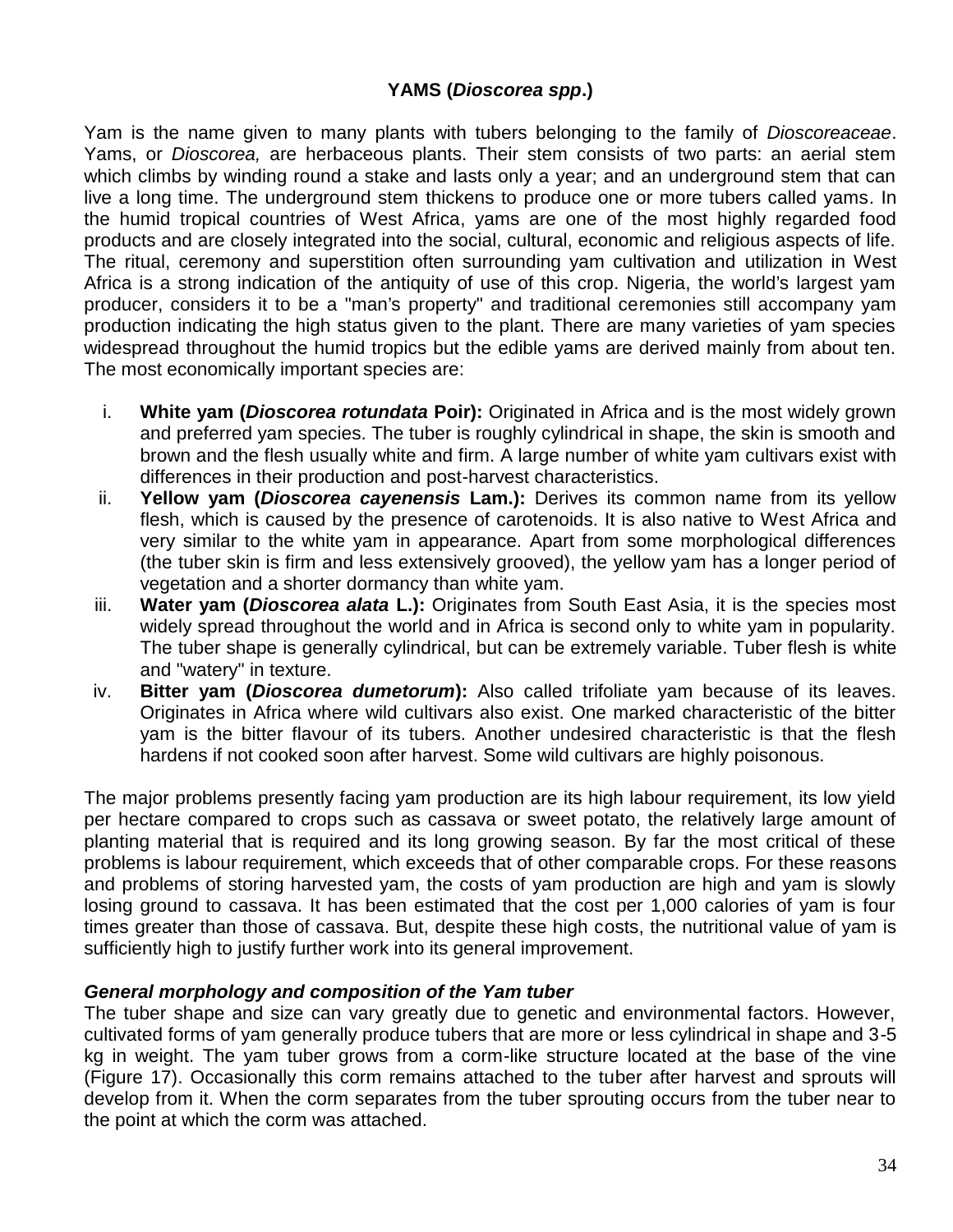# YAMS (*Dioscorea spp*.)

Yam is the name given to many plants with tubers belonging to the family of *Dioscoreaceae*. Yams, or *Dioscorea,* are herbaceous plants. Their stem consists of two parts: an aerial stem which climbs by winding round a stake and lasts only a year; and an underground stem that can live a long time. The underground stem thickens to produce one or more tubers called yams. In the humid tropical countries of West Africa, yams are one of the most highly regarded food products and are closely integrated into the social, cultural, economic and religious aspects of life. The ritual, ceremony and superstition often surrounding yam cultivation and utilization in West Africa is a strong indication of the antiquity of use of this crop. Nigeria, the world's largest yam producer, considers it to be a "man's property" and traditional ceremonies still accompany yam production indicating the high status given to the plant. There are many varieties of yam species widespread throughout the humid tropics but the edible yams are derived mainly from about ten. The most economically important species are:

i. **White yam (*Dioscorea rotundata* Poir):** Originated in Africa and is the most widely grown and preferred yam species. The tuber is roughly cylindrical in shape, the skin is smooth and brown and the flesh usually white and firm. A large number of white yam cultivars exist with differences in their production and post-harvest characteristics.
ii. **Yellow yam (*Dioscorea cayenensis* Lam.):** Derives its common name from its yellow flesh, which is caused by the presence of carotenoids. It is also native to West Africa and very similar to the white yam in appearance. Apart from some morphological differences (the tuber skin is firm and less extensively grooved), the yellow yam has a longer period of vegetation and a shorter dormancy than white yam.
iii. **Water yam (*Dioscorea alata* L.):** Originates from South East Asia, it is the species most widely spread throughout the world and in Africa is second only to white yam in popularity. The tuber shape is generally cylindrical, but can be extremely variable. Tuber flesh is white and "watery" in texture.
iv. **Bitter yam (*Dioscorea dumetorum*):** Also called trifoliate yam because of its leaves. Originates in Africa where wild cultivars also exist. One marked characteristic of the bitter yam is the bitter flavour of its tubers. Another undesired characteristic is that the flesh hardens if not cooked soon after harvest. Some wild cultivars are highly poisonous.

The major problems presently facing yam production are its high labour requirement, its low yield per hectare compared to crops such as cassava or sweet potato, the relatively large amount of planting material that is required and its long growing season. By far the most critical of these problems is labour requirement, which exceeds that of other comparable crops. For these reasons and problems of storing harvested yam, the costs of yam production are high and yam is slowly losing ground to cassava. It has been estimated that the cost per 1,000 calories of yam is four times greater than those of cassava. But, despite these high costs, the nutritional value of yam is sufficiently high to justify further work into its general improvement.

### *General morphology and composition of the Yam tuber*

The tuber shape and size can vary greatly due to genetic and environmental factors. However, cultivated forms of yam generally produce tubers that are more or less cylindrical in shape and 3-5 kg in weight. The yam tuber grows from a corm-like structure located at the base of the vine (Figure 17). Occasionally this corm remains attached to the tuber after harvest and sprouts will develop from it. When the corm separates from the tuber sprouting occurs from the tuber near to the point at which the corm was attached.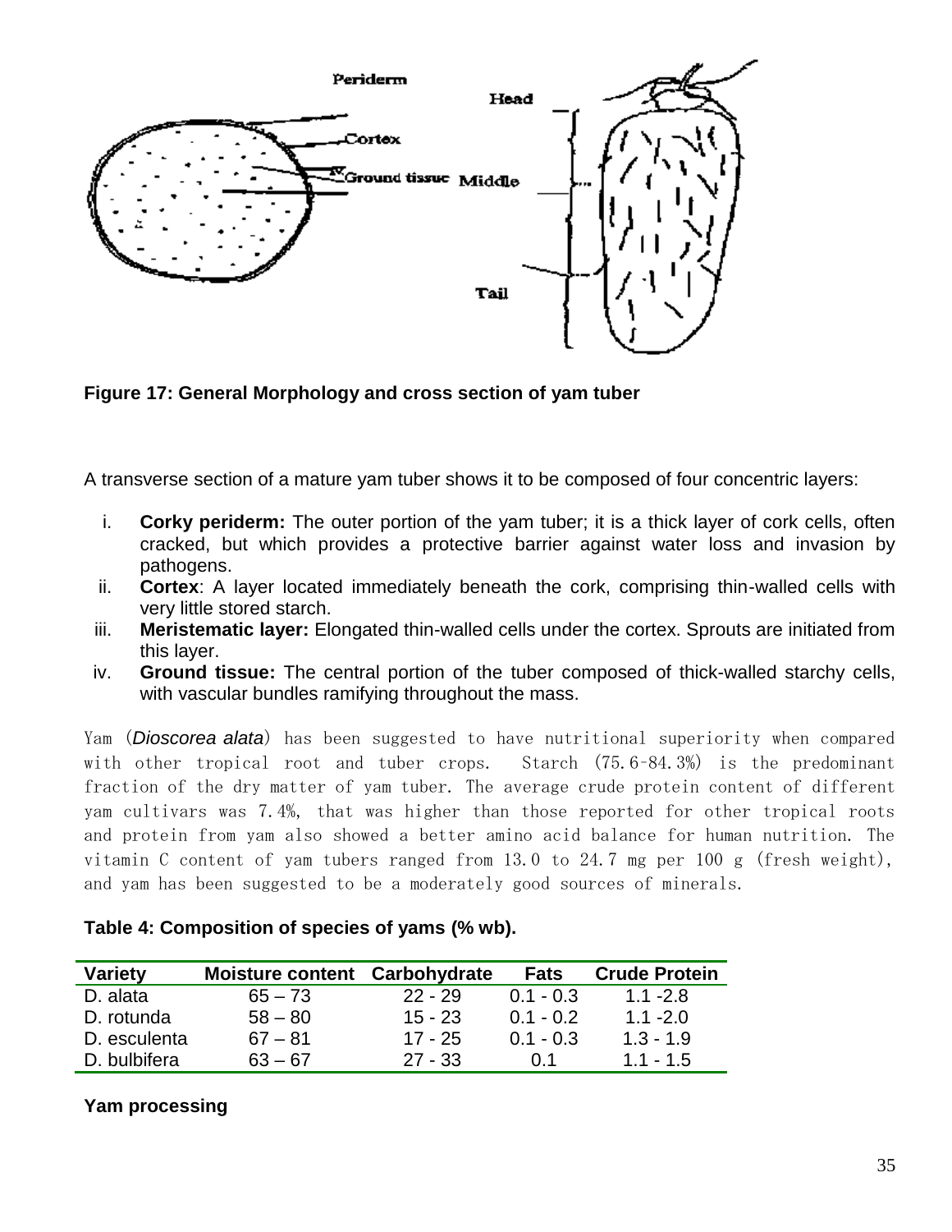**Figure 17: General Morphology and cross section of yam tuber**

A transverse section of a mature yam tuber shows it to be composed of four concentric layers:

i. **Corky periderm:** The outer portion of the yam tuber; it is a thick layer of cork cells, often cracked, but which provides a protective barrier against water loss and invasion by pathogens.
ii. **Cortex**: A layer located immediately beneath the cork, comprising thin-walled cells with very little stored starch.
iii. **Meristematic layer:** Elongated thin-walled cells under the cortex. Sprouts are initiated from this layer.
iv. **Ground tissue:** The central portion of the tuber composed of thick-walled starchy cells, with vascular bundles ramifying throughout the mass.

Yam (*Dioscorea alata*) has been suggested to have nutritional superiority when compared with other tropical root and tuber crops. Starch (75.6–84.3%) is the predominant fraction of the dry matter of yam tuber. The average crude protein content of different yam cultivars was 7.4%, that was higher than those reported for other tropical roots and protein from yam also showed a better amino acid balance for human nutrition. The vitamin C content of yam tubers ranged from 13.0 to 24.7 mg per 100 g (fresh weight), and yam has been suggested to be a moderately good sources of minerals.

**Table 4: Composition of species of yams (% wb).**

| Variety | Moisture content | Carbohydrate | Fats | Crude Protein |
|---|---|---|---|---|
| D. alata | 65 – 73 | 22 - 29 | 0.1 - 0.3 | 1.1 -2.8 |
| D. rotunda | 58 – 80 | 15 - 23 | 0.1 - 0.2 | 1.1 -2.0 |
| D. esculenta | 67 – 81 | 17 - 25 | 0.1 - 0.3 | 1.3 - 1.9 |
| D. bulbifera | 63 – 67 | 27 - 33 | 0.1 | 1.1 - 1.5 |

**Yam processing**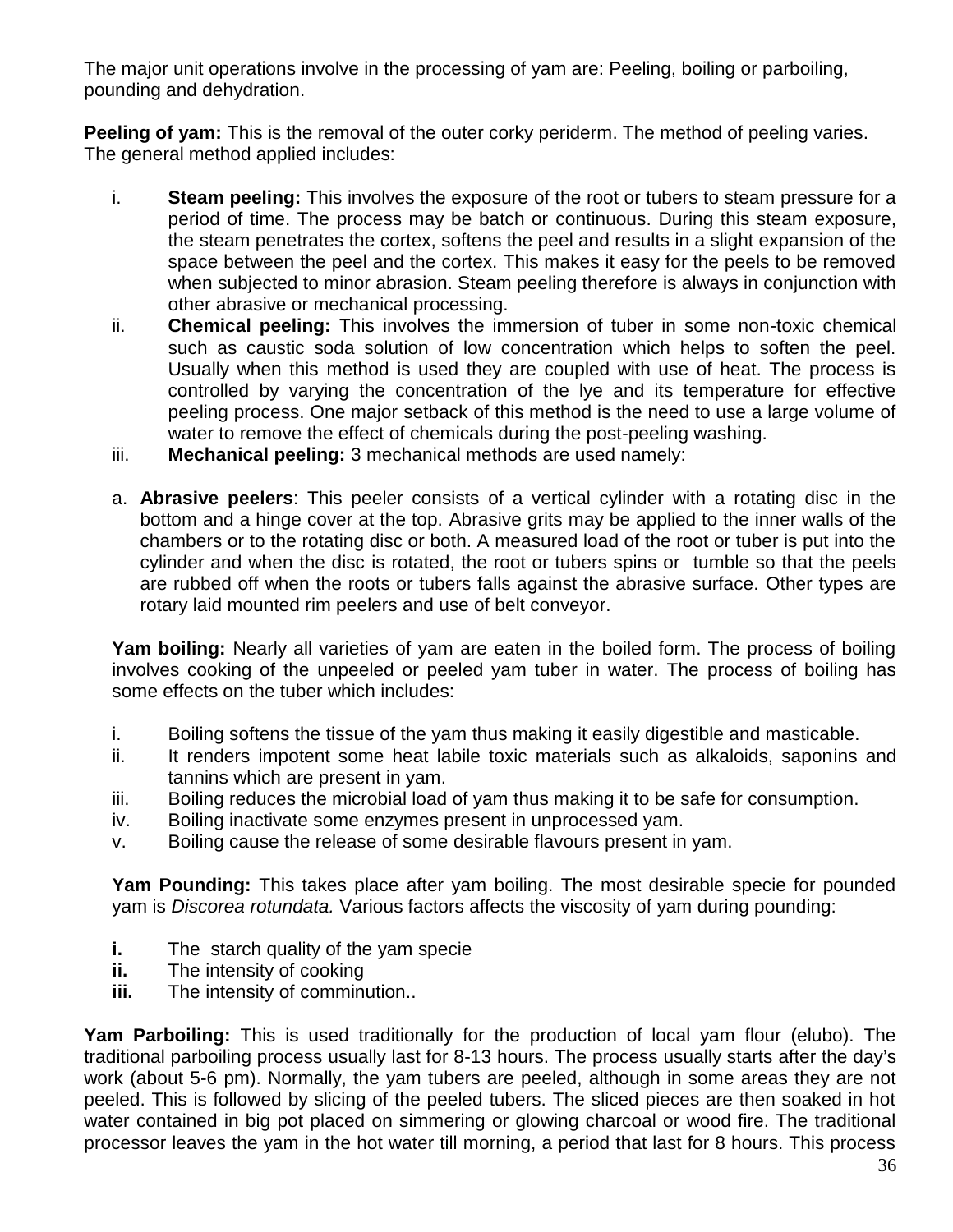The major unit operations involve in the processing of yam are: Peeling, boiling or parboiling, pounding and dehydration.

**Peeling of yam:** This is the removal of the outer corky periderm. The method of peeling varies. The general method applied includes:

i. **Steam peeling:** This involves the exposure of the root or tubers to steam pressure for a period of time. The process may be batch or continuous. During this steam exposure, the steam penetrates the cortex, softens the peel and results in a slight expansion of the space between the peel and the cortex. This makes it easy for the peels to be removed when subjected to minor abrasion. Steam peeling therefore is always in conjunction with other abrasive or mechanical processing.

ii. **Chemical peeling:** This involves the immersion of tuber in some non-toxic chemical such as caustic soda solution of low concentration which helps to soften the peel. Usually when this method is used they are coupled with use of heat. The process is controlled by varying the concentration of the lye and its temperature for effective peeling process. One major setback of this method is the need to use a large volume of water to remove the effect of chemicals during the post-peeling washing.

iii. **Mechanical peeling:** 3 mechanical methods are used namely:

a. **Abrasive peelers**: This peeler consists of a vertical cylinder with a rotating disc in the bottom and a hinge cover at the top. Abrasive grits may be applied to the inner walls of the chambers or to the rotating disc or both. A measured load of the root or tuber is put into the cylinder and when the disc is rotated, the root or tubers spins or tumble so that the peels are rubbed off when the roots or tubers falls against the abrasive surface. Other types are rotary laid mounted rim peelers and use of belt conveyor.

**Yam boiling:** Nearly all varieties of yam are eaten in the boiled form. The process of boiling involves cooking of the unpeeled or peeled yam tuber in water. The process of boiling has some effects on the tuber which includes:

i. Boiling softens the tissue of the yam thus making it easily digestible and masticable.
ii. It renders impotent some heat labile toxic materials such as alkaloids, saponins and tannins which are present in yam.
iii. Boiling reduces the microbial load of yam thus making it to be safe for consumption.
iv. Boiling inactivate some enzymes present in unprocessed yam.
v. Boiling cause the release of some desirable flavours present in yam.

**Yam Pounding:** This takes place after yam boiling. The most desirable specie for pounded yam is *Discorea rotundata.* Various factors affects the viscosity of yam during pounding:

**i.** The starch quality of the yam specie
**ii.** The intensity of cooking
**iii.** The intensity of comminution..

**Yam Parboiling:** This is used traditionally for the production of local yam flour (elubo). The traditional parboiling process usually last for 8-13 hours. The process usually starts after the day's work (about 5-6 pm). Normally, the yam tubers are peeled, although in some areas they are not peeled. This is followed by slicing of the peeled tubers. The sliced pieces are then soaked in hot water contained in big pot placed on simmering or glowing charcoal or wood fire. The traditional processor leaves the yam in the hot water till morning, a period that last for 8 hours. This process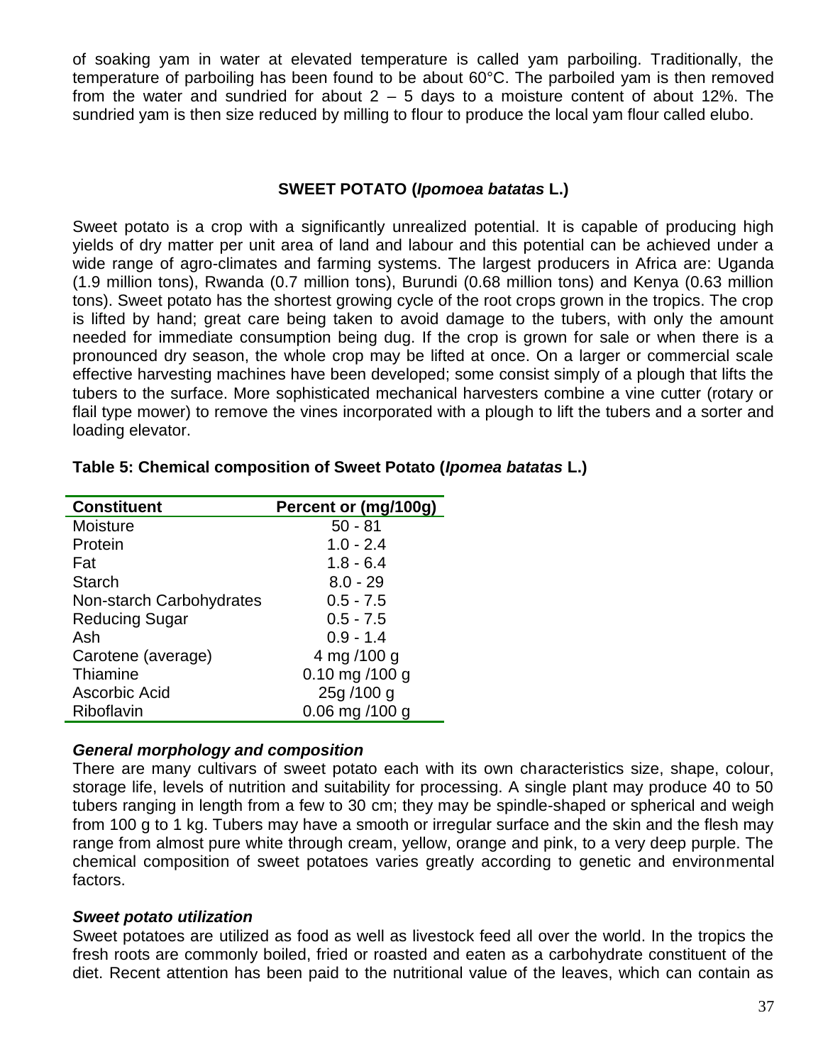of soaking yam in water at elevated temperature is called yam parboiling. Traditionally, the temperature of parboiling has been found to be about 60°C. The parboiled yam is then removed from the water and sundried for about 2 – 5 days to a moisture content of about 12%. The sundried yam is then size reduced by milling to flour to produce the local yam flour called elubo.

## SWEET POTATO (*Ipomoea batatas* L.)

Sweet potato is a crop with a significantly unrealized potential. It is capable of producing high yields of dry matter per unit area of land and labour and this potential can be achieved under a wide range of agro-climates and farming systems. The largest producers in Africa are: Uganda (1.9 million tons), Rwanda (0.7 million tons), Burundi (0.68 million tons) and Kenya (0.63 million tons). Sweet potato has the shortest growing cycle of the root crops grown in the tropics. The crop is lifted by hand; great care being taken to avoid damage to the tubers, with only the amount needed for immediate consumption being dug. If the crop is grown for sale or when there is a pronounced dry season, the whole crop may be lifted at once. On a larger or commercial scale effective harvesting machines have been developed; some consist simply of a plough that lifts the tubers to the surface. More sophisticated mechanical harvesters combine a vine cutter (rotary or flail type mower) to remove the vines incorporated with a plough to lift the tubers and a sorter and loading elevator.

**Table 5: Chemical composition of Sweet Potato (*Ipomea batatas* L.)**

| Constituent | Percent or (mg/100g) |
|---|---|
| Moisture | 50 - 81 |
| Protein | 1.0 - 2.4 |
| Fat | 1.8 - 6.4 |
| Starch | 8.0 - 29 |
| Non-starch Carbohydrates | 0.5 - 7.5 |
| Reducing Sugar | 0.5 - 7.5 |
| Ash | 0.9 - 1.4 |
| Carotene (average) | 4 mg /100 g |
| Thiamine | 0.10 mg /100 g |
| Ascorbic Acid | 25g /100 g |
| Riboflavin | 0.06 mg /100 g |

### *General morphology and composition*

There are many cultivars of sweet potato each with its own characteristics size, shape, colour, storage life, levels of nutrition and suitability for processing. A single plant may produce 40 to 50 tubers ranging in length from a few to 30 cm; they may be spindle-shaped or spherical and weigh from 100 g to 1 kg. Tubers may have a smooth or irregular surface and the skin and the flesh may range from almost pure white through cream, yellow, orange and pink, to a very deep purple. The chemical composition of sweet potatoes varies greatly according to genetic and environmental factors.

### *Sweet potato utilization*

Sweet potatoes are utilized as food as well as livestock feed all over the world. In the tropics the fresh roots are commonly boiled, fried or roasted and eaten as a carbohydrate constituent of the diet. Recent attention has been paid to the nutritional value of the leaves, which can contain as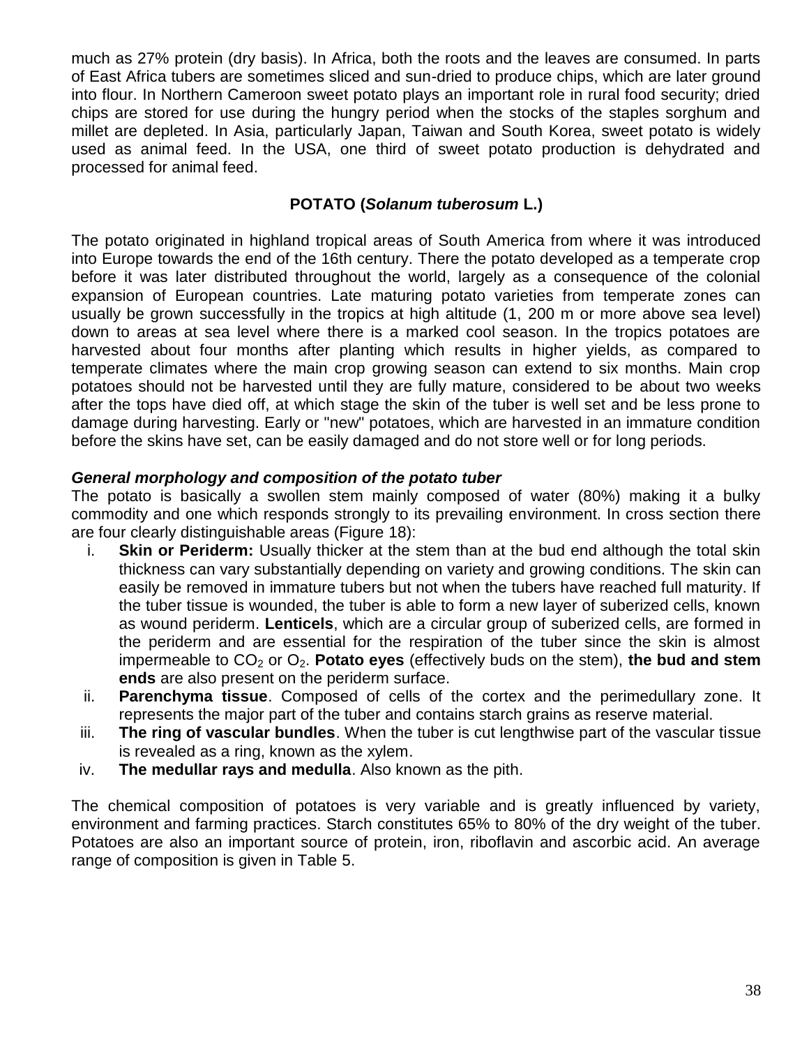much as 27% protein (dry basis). In Africa, both the roots and the leaves are consumed. In parts of East Africa tubers are sometimes sliced and sun-dried to produce chips, which are later ground into flour. In Northern Cameroon sweet potato plays an important role in rural food security; dried chips are stored for use during the hungry period when the stocks of the staples sorghum and millet are depleted. In Asia, particularly Japan, Taiwan and South Korea, sweet potato is widely used as animal feed. In the USA, one third of sweet potato production is dehydrated and processed for animal feed.

## POTATO (*Solanum tuberosum* L.)

The potato originated in highland tropical areas of South America from where it was introduced into Europe towards the end of the 16th century. There the potato developed as a temperate crop before it was later distributed throughout the world, largely as a consequence of the colonial expansion of European countries. Late maturing potato varieties from temperate zones can usually be grown successfully in the tropics at high altitude (1, 200 m or more above sea level) down to areas at sea level where there is a marked cool season. In the tropics potatoes are harvested about four months after planting which results in higher yields, as compared to temperate climates where the main crop growing season can extend to six months. Main crop potatoes should not be harvested until they are fully mature, considered to be about two weeks after the tops have died off, at which stage the skin of the tuber is well set and be less prone to damage during harvesting. Early or "new" potatoes, which are harvested in an immature condition before the skins have set, can be easily damaged and do not store well or for long periods.

### *General morphology and composition of the potato tuber*

The potato is basically a swollen stem mainly composed of water (80%) making it a bulky commodity and one which responds strongly to its prevailing environment. In cross section there are four clearly distinguishable areas (Figure 18):

i. **Skin or Periderm:** Usually thicker at the stem than at the bud end although the total skin thickness can vary substantially depending on variety and growing conditions. The skin can easily be removed in immature tubers but not when the tubers have reached full maturity. If the tuber tissue is wounded, the tuber is able to form a new layer of suberized cells, known as wound periderm. **Lenticels**, which are a circular group of suberized cells, are formed in the periderm and are essential for the respiration of the tuber since the skin is almost impermeable to $CO_2$ or $O_2$. **Potato eyes** (effectively buds on the stem), **the bud and stem ends** are also present on the periderm surface.
ii. **Parenchyma tissue**. Composed of cells of the cortex and the perimedullary zone. It represents the major part of the tuber and contains starch grains as reserve material.
iii. **The ring of vascular bundles**. When the tuber is cut lengthwise part of the vascular tissue is revealed as a ring, known as the xylem.
iv. **The medullar rays and medulla**. Also known as the pith.

The chemical composition of potatoes is very variable and is greatly influenced by variety, environment and farming practices. Starch constitutes 65% to 80% of the dry weight of the tuber. Potatoes are also an important source of protein, iron, riboflavin and ascorbic acid. An average range of composition is given in Table 5.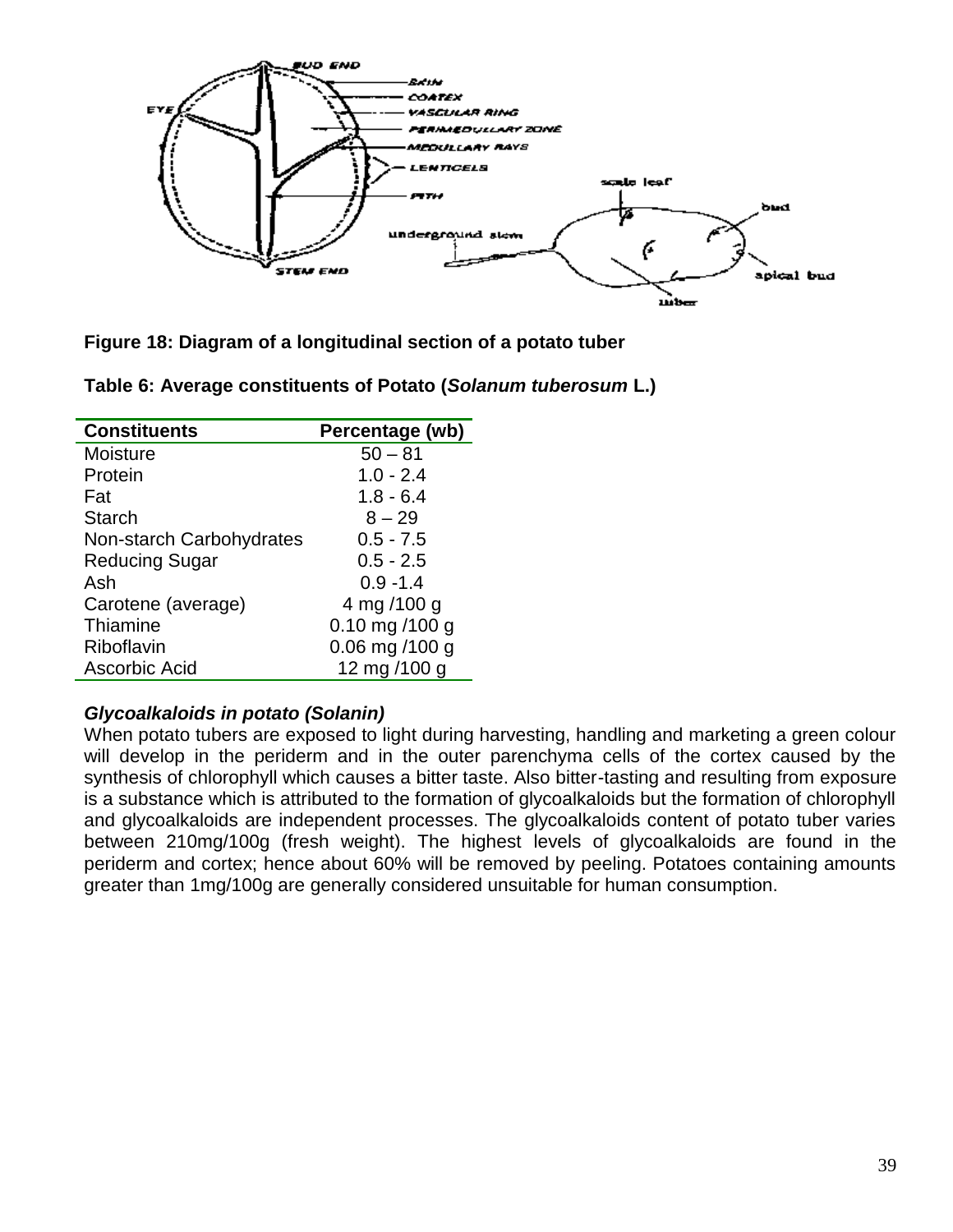**Figure 18: Diagram of a longitudinal section of a potato tuber**

**Table 6: Average constituents of Potato (*Solanum tuberosum* L.)**

| Constituents | Percentage (wb) |
|---|---|
| Moisture | 50 – 81 |
| Protein | 1.0 - 2.4 |
| Fat | 1.8 - 6.4 |
| Starch | 8 – 29 |
| Non-starch Carbohydrates | 0.5 - 7.5 |
| Reducing Sugar | 0.5 - 2.5 |
| Ash | 0.9 -1.4 |
| Carotene (average) | 4 mg /100 g |
| Thiamine | 0.10 mg /100 g |
| Riboflavin | 0.06 mg /100 g |
| Ascorbic Acid | 12 mg /100 g |

***Glycoalkaloids in potato (Solanin)***

When potato tubers are exposed to light during harvesting, handling and marketing a green colour will develop in the periderm and in the outer parenchyma cells of the cortex caused by the synthesis of chlorophyll which causes a bitter taste. Also bitter-tasting and resulting from exposure is a substance which is attributed to the formation of glycoalkaloids but the formation of chlorophyll and glycoalkaloids are independent processes. The glycoalkaloids content of potato tuber varies between 210mg/100g (fresh weight). The highest levels of glycoalkaloids are found in the periderm and cortex; hence about 60% will be removed by peeling. Potatoes containing amounts greater than 1mg/100g are generally considered unsuitable for human consumption.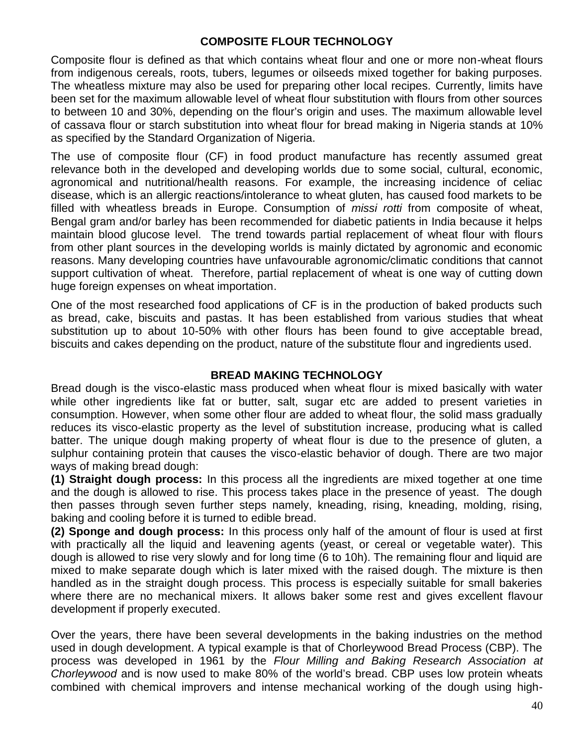## COMPOSITE FLOUR TECHNOLOGY

Composite flour is defined as that which contains wheat flour and one or more non-wheat flours from indigenous cereals, roots, tubers, legumes or oilseeds mixed together for baking purposes. The wheatless mixture may also be used for preparing other local recipes. Currently, limits have been set for the maximum allowable level of wheat flour substitution with flours from other sources to between 10 and 30%, depending on the flour's origin and uses. The maximum allowable level of cassava flour or starch substitution into wheat flour for bread making in Nigeria stands at 10% as specified by the Standard Organization of Nigeria.

The use of composite flour (CF) in food product manufacture has recently assumed great relevance both in the developed and developing worlds due to some social, cultural, economic, agronomical and nutritional/health reasons. For example, the increasing incidence of celiac disease, which is an allergic reactions/intolerance to wheat gluten, has caused food markets to be filled with wheatless breads in Europe. Consumption of *missi rotti* from composite of wheat, Bengal gram and/or barley has been recommended for diabetic patients in India because it helps maintain blood glucose level. The trend towards partial replacement of wheat flour with flours from other plant sources in the developing worlds is mainly dictated by agronomic and economic reasons. Many developing countries have unfavourable agronomic/climatic conditions that cannot support cultivation of wheat. Therefore, partial replacement of wheat is one way of cutting down huge foreign expenses on wheat importation.

One of the most researched food applications of CF is in the production of baked products such as bread, cake, biscuits and pastas. It has been established from various studies that wheat substitution up to about 10-50% with other flours has been found to give acceptable bread, biscuits and cakes depending on the product, nature of the substitute flour and ingredients used.

## BREAD MAKING TECHNOLOGY

Bread dough is the visco-elastic mass produced when wheat flour is mixed basically with water while other ingredients like fat or butter, salt, sugar etc are added to present varieties in consumption. However, when some other flour are added to wheat flour, the solid mass gradually reduces its visco-elastic property as the level of substitution increase, producing what is called batter. The unique dough making property of wheat flour is due to the presence of gluten, a sulphur containing protein that causes the visco-elastic behavior of dough. There are two major ways of making bread dough:

**(1) Straight dough process:** In this process all the ingredients are mixed together at one time and the dough is allowed to rise. This process takes place in the presence of yeast. The dough then passes through seven further steps namely, kneading, rising, kneading, molding, rising, baking and cooling before it is turned to edible bread.

**(2) Sponge and dough process:** In this process only half of the amount of flour is used at first with practically all the liquid and leavening agents (yeast, or cereal or vegetable water). This dough is allowed to rise very slowly and for long time (6 to 10h). The remaining flour and liquid are mixed to make separate dough which is later mixed with the raised dough. The mixture is then handled as in the straight dough process. This process is especially suitable for small bakeries where there are no mechanical mixers. It allows baker some rest and gives excellent flavour development if properly executed.

Over the years, there have been several developments in the baking industries on the method used in dough development. A typical example is that of Chorleywood Bread Process (CBP). The process was developed in 1961 by the *Flour Milling and Baking Research Association at Chorleywood* and is now used to make 80% of the world's bread. CBP uses low protein wheats combined with chemical improvers and intense mechanical working of the dough using high-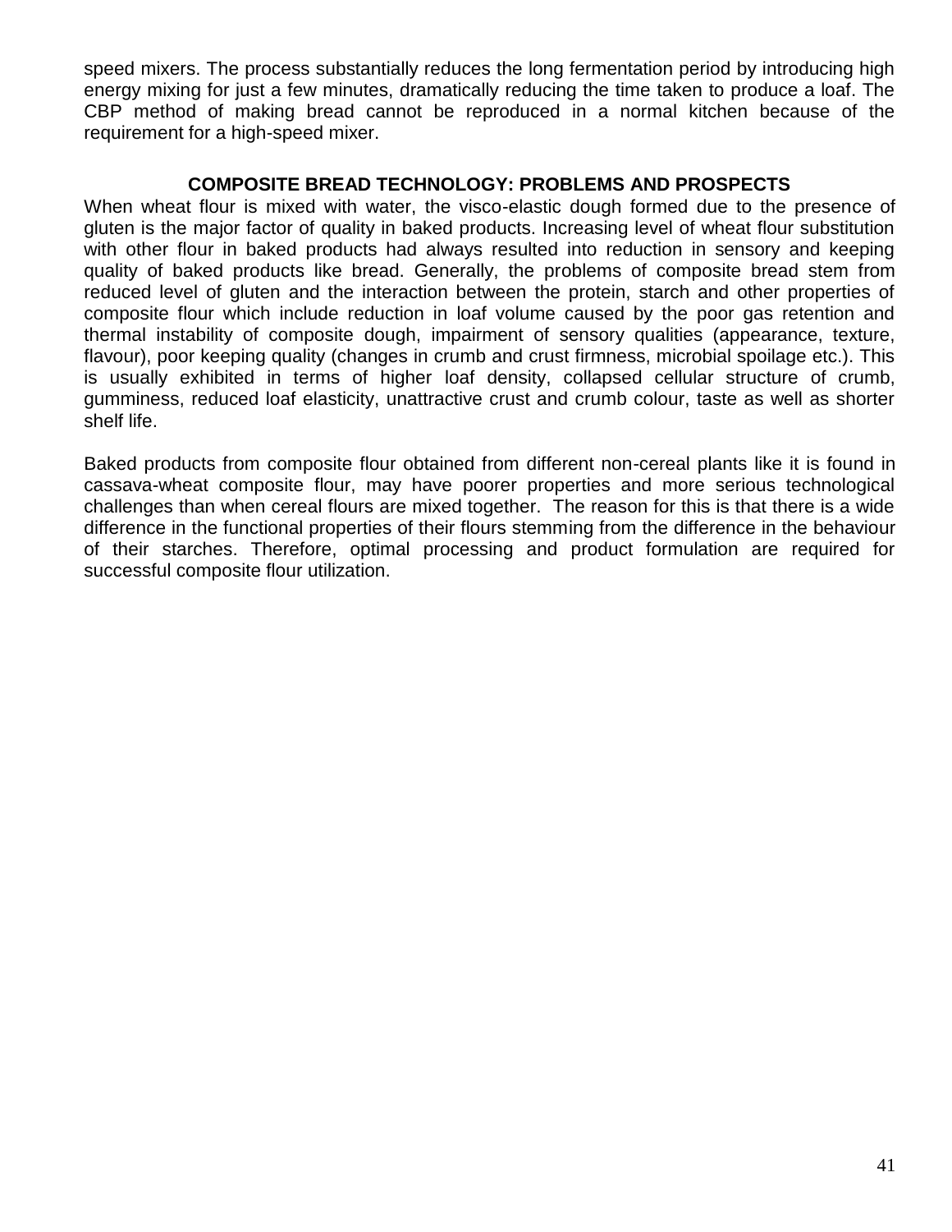speed mixers. The process substantially reduces the long fermentation period by introducing high energy mixing for just a few minutes, dramatically reducing the time taken to produce a loaf. The CBP method of making bread cannot be reproduced in a normal kitchen because of the requirement for a high-speed mixer.

## COMPOSITE BREAD TECHNOLOGY: PROBLEMS AND PROSPECTS

When wheat flour is mixed with water, the visco-elastic dough formed due to the presence of gluten is the major factor of quality in baked products. Increasing level of wheat flour substitution with other flour in baked products had always resulted into reduction in sensory and keeping quality of baked products like bread. Generally, the problems of composite bread stem from reduced level of gluten and the interaction between the protein, starch and other properties of composite flour which include reduction in loaf volume caused by the poor gas retention and thermal instability of composite dough, impairment of sensory qualities (appearance, texture, flavour), poor keeping quality (changes in crumb and crust firmness, microbial spoilage etc.). This is usually exhibited in terms of higher loaf density, collapsed cellular structure of crumb, gumminess, reduced loaf elasticity, unattractive crust and crumb colour, taste as well as shorter shelf life.

Baked products from composite flour obtained from different non-cereal plants like it is found in cassava-wheat composite flour, may have poorer properties and more serious technological challenges than when cereal flours are mixed together. The reason for this is that there is a wide difference in the functional properties of their flours stemming from the difference in the behaviour of their starches. Therefore, optimal processing and product formulation are required for successful composite flour utilization.